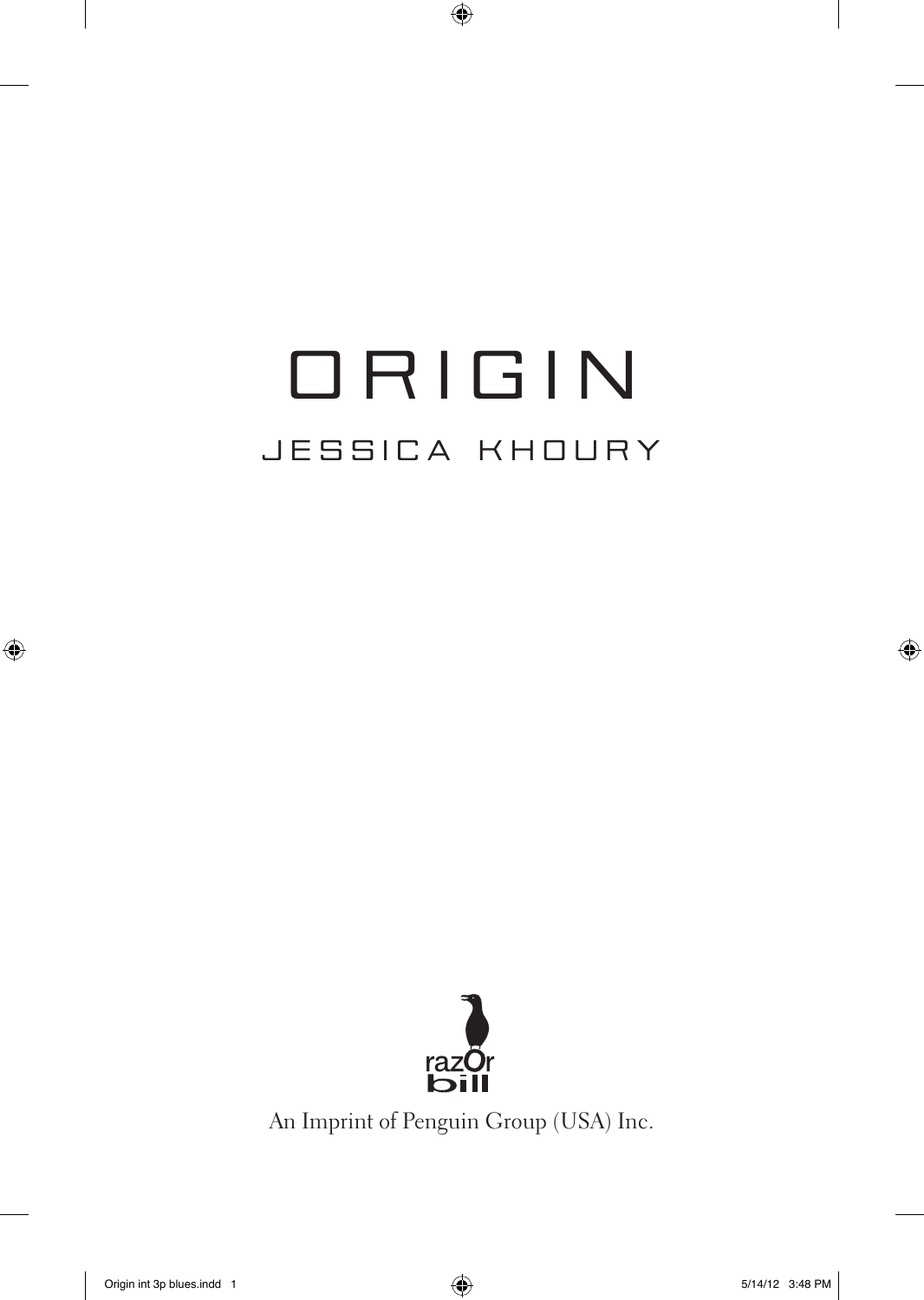# ORIGIN

## JESSICA KHOURY

razOr bill

An Imprint of Penguin Group (USA) Inc.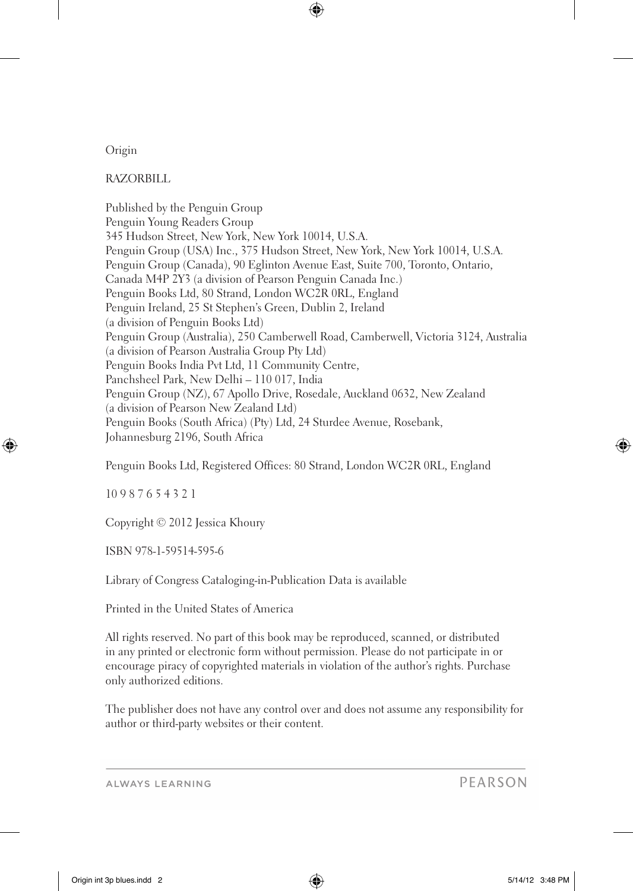Origin

RAZORBILL

Published by the Penguin Group
Penguin Young Readers Group
345 Hudson Street, New York, New York 10014, U.S.A.
Penguin Group (USA) Inc., 375 Hudson Street, New York, New York 10014, U.S.A.
Penguin Group (Canada), 90 Eglinton Avenue East, Suite 700, Toronto, Ontario, Canada M4P 2Y3 (a division of Pearson Penguin Canada Inc.)
Penguin Books Ltd, 80 Strand, London WC2R 0RL, England
Penguin Ireland, 25 St Stephen's Green, Dublin 2, Ireland
(a division of Penguin Books Ltd)
Penguin Group (Australia), 250 Camberwell Road, Camberwell, Victoria 3124, Australia
(a division of Pearson Australia Group Pty Ltd)
Penguin Books India Pvt Ltd, 11 Community Centre,
Panchsheel Park, New Delhi – 110 017, India
Penguin Group (NZ), 67 Apollo Drive, Rosedale, Auckland 0632, New Zealand
(a division of Pearson New Zealand Ltd)
Penguin Books (South Africa) (Pty) Ltd, 24 Sturdee Avenue, Rosebank,
Johannesburg 2196, South Africa

Penguin Books Ltd, Registered Offices: 80 Strand, London WC2R 0RL, England

10 9 8 7 6 5 4 3 2 1

Copyright © 2012 Jessica Khoury

ISBN 978-1-59514-595-6

Library of Congress Cataloging-in-Publication Data is available

Printed in the United States of America

All rights reserved. No part of this book may be reproduced, scanned, or distributed in any printed or electronic form without permission. Please do not participate in or encourage piracy of copyrighted materials in violation of the author's rights. Purchase only authorized editions.

The publisher does not have any control over and does not assume any responsibility for author or third-party websites or their content.

ALWAYS LEARNING PEARSON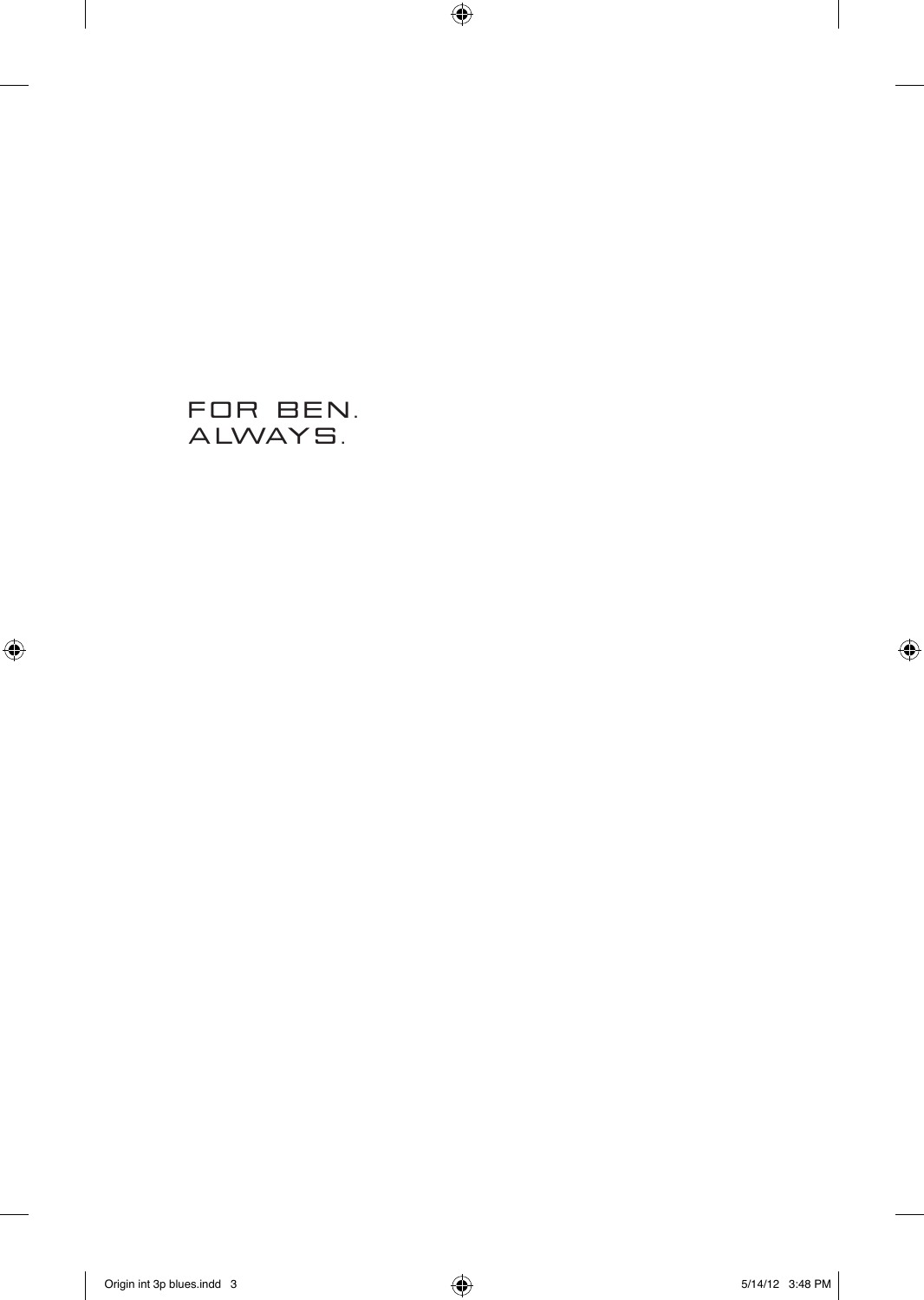FOR BEN.
ALWAYS.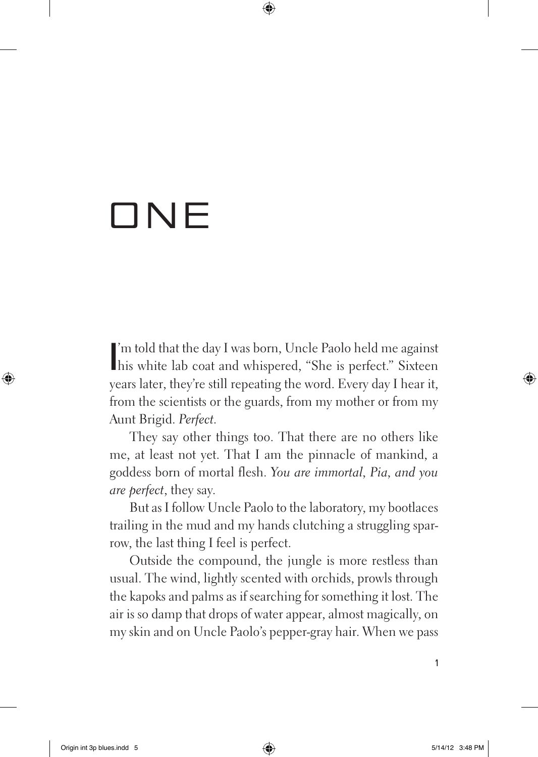# ONE

I'm told that the day I was born, Uncle Paolo held me against his white lab coat and whispered, "She is perfect." Sixteen years later, they're still repeating the word. Every day I hear it, from the scientists or the guards, from my mother or from my Aunt Brigid. *Perfect.*

They say other things too. That there are no others like me, at least not yet. That I am the pinnacle of mankind, a goddess born of mortal flesh. *You are immortal, Pia, and you are perfect*, they say.

But as I follow Uncle Paolo to the laboratory, my bootlaces trailing in the mud and my hands clutching a struggling sparrow, the last thing I feel is perfect.

Outside the compound, the jungle is more restless than usual. The wind, lightly scented with orchids, prowls through the kapoks and palms as if searching for something it lost. The air is so damp that drops of water appear, almost magically, on my skin and on Uncle Paolo's pepper-gray hair. When we pass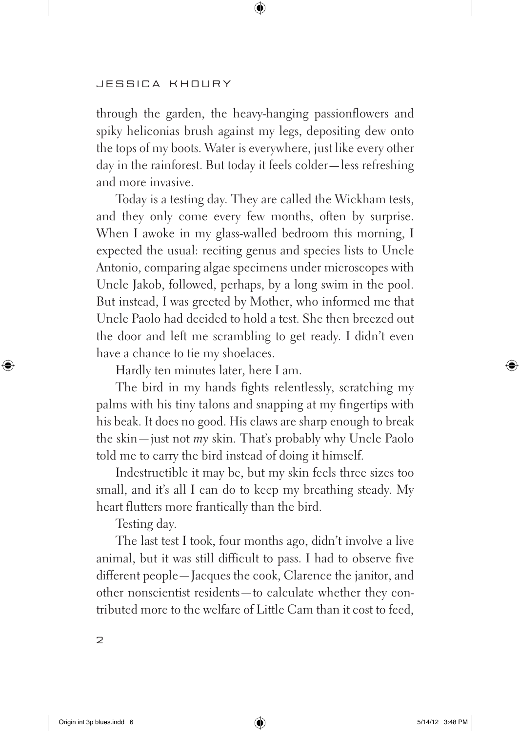through the garden, the heavy-hanging passionflowers and spiky heliconias brush against my legs, depositing dew onto the tops of my boots. Water is everywhere, just like every other day in the rainforest. But today it feels colder—less refreshing and more invasive.

Today is a testing day. They are called the Wickham tests, and they only come every few months, often by surprise. When I awoke in my glass-walled bedroom this morning, I expected the usual: reciting genus and species lists to Uncle Antonio, comparing algae specimens under microscopes with Uncle Jakob, followed, perhaps, by a long swim in the pool. But instead, I was greeted by Mother, who informed me that Uncle Paolo had decided to hold a test. She then breezed out the door and left me scrambling to get ready. I didn't even have a chance to tie my shoelaces.

Hardly ten minutes later, here I am.

The bird in my hands fights relentlessly, scratching my palms with his tiny talons and snapping at my fingertips with his beak. It does no good. His claws are sharp enough to break the skin—just not *my* skin. That's probably why Uncle Paolo told me to carry the bird instead of doing it himself.

Indestructible it may be, but my skin feels three sizes too small, and it's all I can do to keep my breathing steady. My heart flutters more frantically than the bird.

Testing day.

The last test I took, four months ago, didn't involve a live animal, but it was still difficult to pass. I had to observe five different people—Jacques the cook, Clarence the janitor, and other nonscientist residents—to calculate whether they contributed more to the welfare of Little Cam than it cost to feed,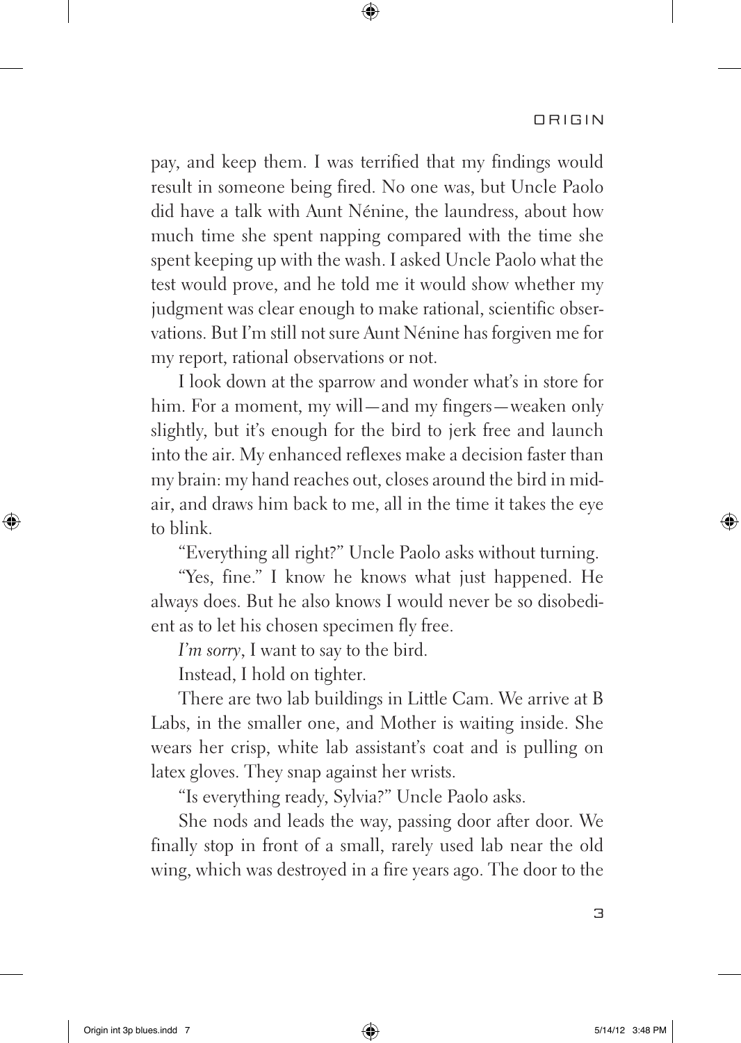pay, and keep them. I was terrified that my findings would result in someone being fired. No one was, but Uncle Paolo did have a talk with Aunt Nénine, the laundress, about how much time she spent napping compared with the time she spent keeping up with the wash. I asked Uncle Paolo what the test would prove, and he told me it would show whether my judgment was clear enough to make rational, scientific observations. But I'm still not sure Aunt Nénine has forgiven me for my report, rational observations or not.

I look down at the sparrow and wonder what's in store for him. For a moment, my will—and my fingers—weaken only slightly, but it's enough for the bird to jerk free and launch into the air. My enhanced reflexes make a decision faster than my brain: my hand reaches out, closes around the bird in midair, and draws him back to me, all in the time it takes the eye to blink.

"Everything all right?" Uncle Paolo asks without turning.

"Yes, fine." I know he knows what just happened. He always does. But he also knows I would never be so disobedient as to let his chosen specimen fly free.

*I'm sorry*, I want to say to the bird.

Instead, I hold on tighter.

There are two lab buildings in Little Cam. We arrive at B Labs, in the smaller one, and Mother is waiting inside. She wears her crisp, white lab assistant's coat and is pulling on latex gloves. They snap against her wrists.

"Is everything ready, Sylvia?" Uncle Paolo asks.

She nods and leads the way, passing door after door. We finally stop in front of a small, rarely used lab near the old wing, which was destroyed in a fire years ago. The door to the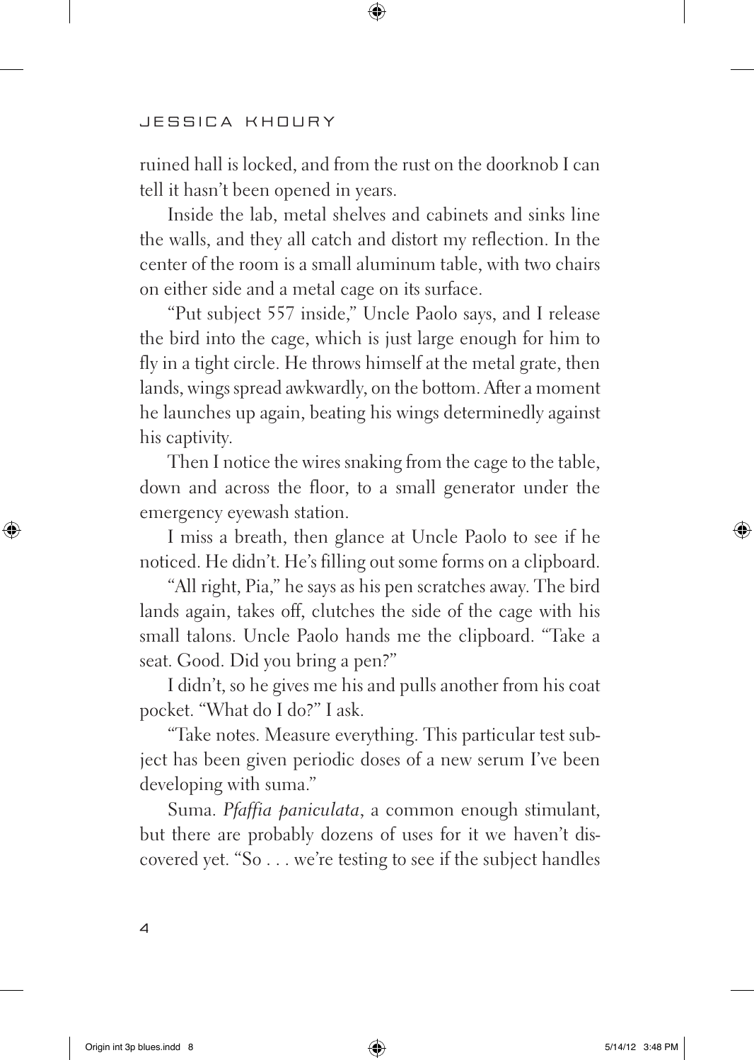ruined hall is locked, and from the rust on the doorknob I can tell it hasn't been opened in years.

Inside the lab, metal shelves and cabinets and sinks line the walls, and they all catch and distort my reflection. In the center of the room is a small aluminum table, with two chairs on either side and a metal cage on its surface.

"Put subject 557 inside," Uncle Paolo says, and I release the bird into the cage, which is just large enough for him to fly in a tight circle. He throws himself at the metal grate, then lands, wings spread awkwardly, on the bottom. After a moment he launches up again, beating his wings determinedly against his captivity.

Then I notice the wires snaking from the cage to the table, down and across the floor, to a small generator under the emergency eyewash station.

I miss a breath, then glance at Uncle Paolo to see if he noticed. He didn't. He's filling out some forms on a clipboard.

"All right, Pia," he says as his pen scratches away. The bird lands again, takes off, clutches the side of the cage with his small talons. Uncle Paolo hands me the clipboard. "Take a seat. Good. Did you bring a pen?"

I didn't, so he gives me his and pulls another from his coat pocket. "What do I do?" I ask.

"Take notes. Measure everything. This particular test subject has been given periodic doses of a new serum I've been developing with suma."

Suma. *Pfaffia paniculata*, a common enough stimulant, but there are probably dozens of uses for it we haven't discovered yet. "So . . . we're testing to see if the subject handles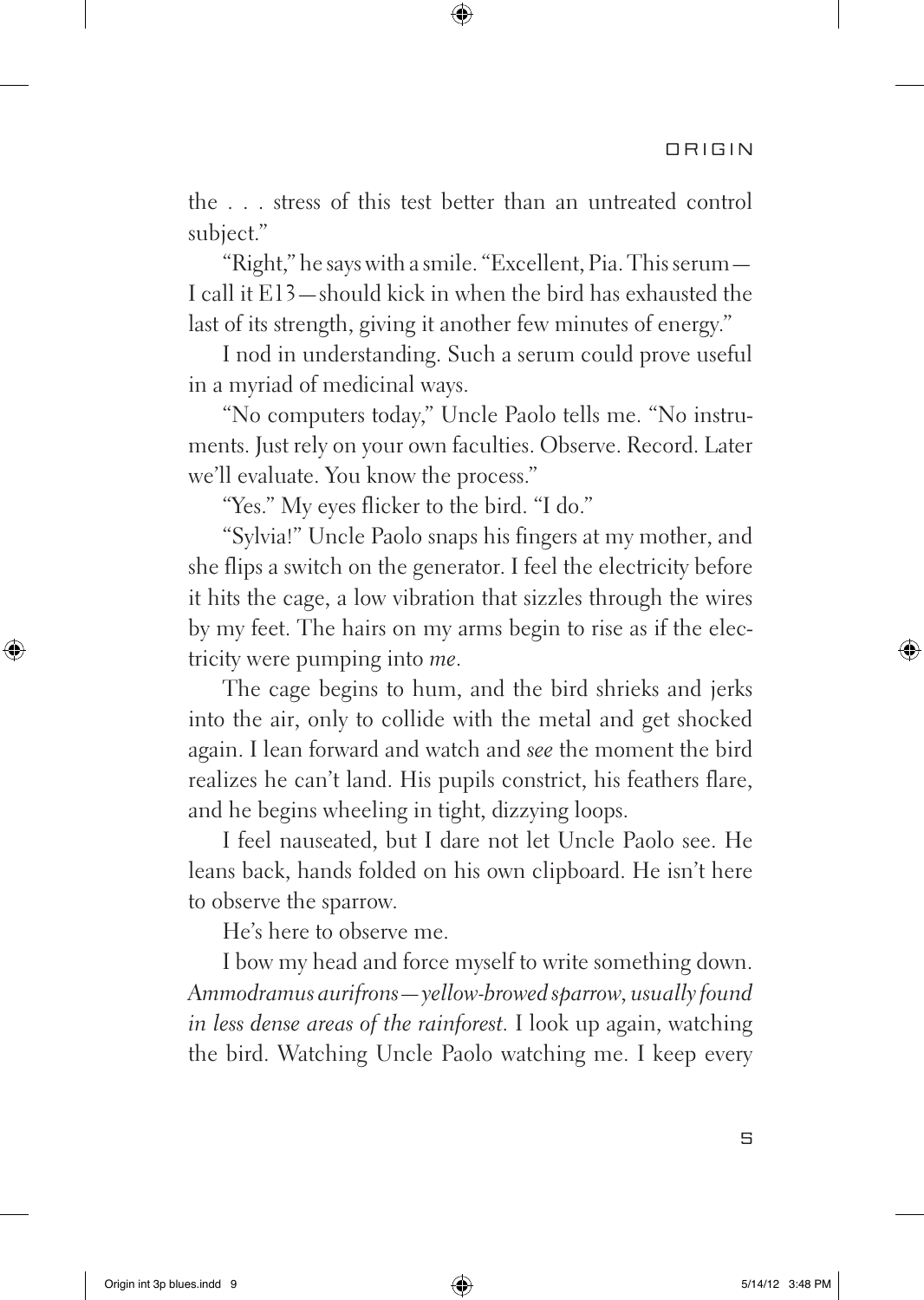the . . . stress of this test better than an untreated control subject."

"Right," he says with a smile. "Excellent, Pia. This serum—I call it E13—should kick in when the bird has exhausted the last of its strength, giving it another few minutes of energy."

I nod in understanding. Such a serum could prove useful in a myriad of medicinal ways.

"No computers today," Uncle Paolo tells me. "No instruments. Just rely on your own faculties. Observe. Record. Later we'll evaluate. You know the process."

"Yes." My eyes flicker to the bird. "I do."

"Sylvia!" Uncle Paolo snaps his fingers at my mother, and she flips a switch on the generator. I feel the electricity before it hits the cage, a low vibration that sizzles through the wires by my feet. The hairs on my arms begin to rise as if the electricity were pumping into *me*.

The cage begins to hum, and the bird shrieks and jerks into the air, only to collide with the metal and get shocked again. I lean forward and watch and *see* the moment the bird realizes he can't land. His pupils constrict, his feathers flare, and he begins wheeling in tight, dizzying loops.

I feel nauseated, but I dare not let Uncle Paolo see. He leans back, hands folded on his own clipboard. He isn't here to observe the sparrow.

He's here to observe me.

I bow my head and force myself to write something down. *Ammodramus aurifrons—yellow-browed sparrow, usually found in less dense areas of the rainforest.* I look up again, watching the bird. Watching Uncle Paolo watching me. I keep every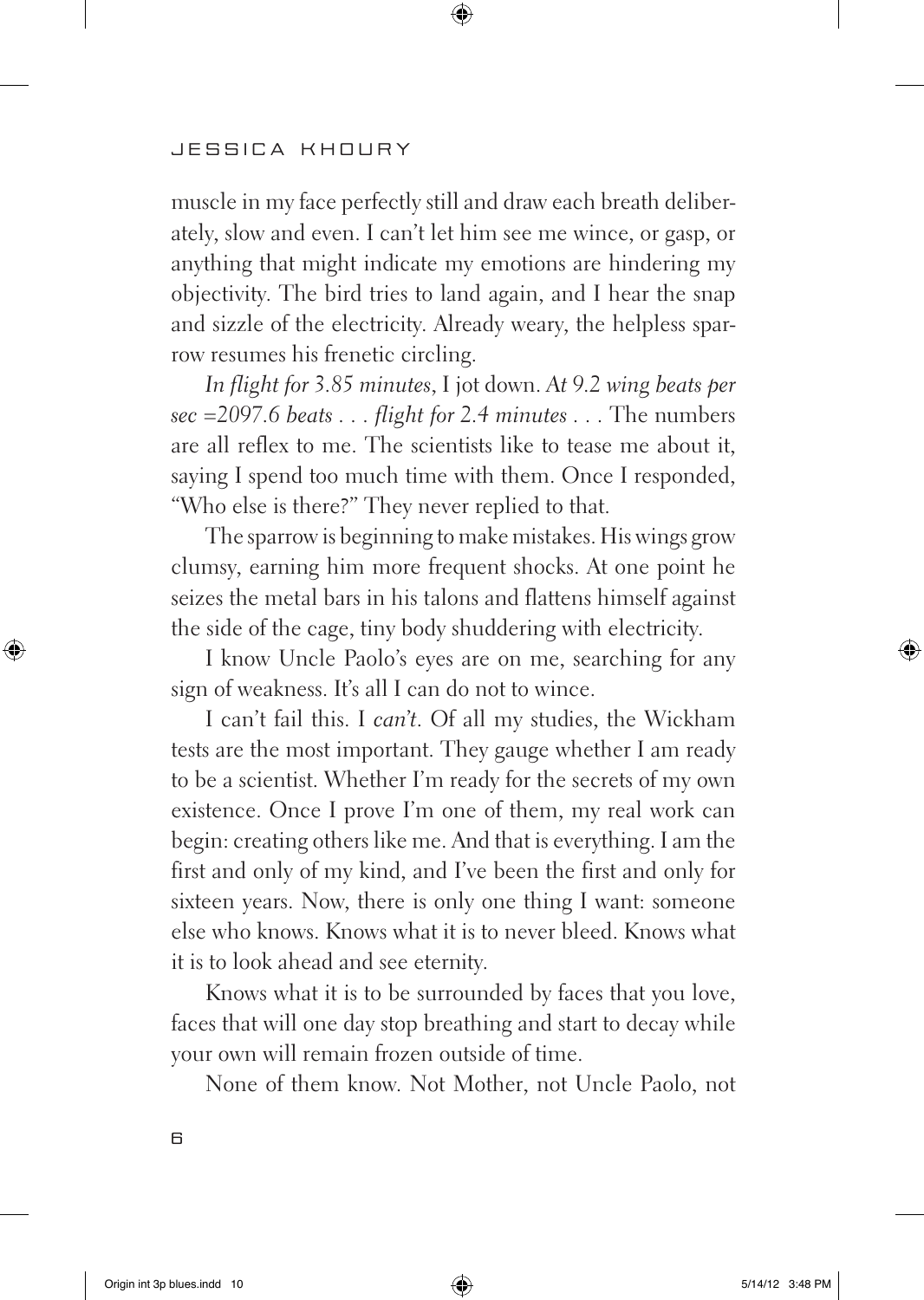muscle in my face perfectly still and draw each breath deliberately, slow and even. I can't let him see me wince, or gasp, or anything that might indicate my emotions are hindering my objectivity. The bird tries to land again, and I hear the snap and sizzle of the electricity. Already weary, the helpless sparrow resumes his frenetic circling.

*In flight for 3.85 minutes*, I jot down. *At 9.2 wing beats per sec =2097.6 beats . . . flight for 2.4 minutes . . .* The numbers are all reflex to me. The scientists like to tease me about it, saying I spend too much time with them. Once I responded, "Who else is there?" They never replied to that.

The sparrow is beginning to make mistakes. His wings grow clumsy, earning him more frequent shocks. At one point he seizes the metal bars in his talons and flattens himself against the side of the cage, tiny body shuddering with electricity.

I know Uncle Paolo's eyes are on me, searching for any sign of weakness. It's all I can do not to wince.

I can't fail this. I *can't*. Of all my studies, the Wickham tests are the most important. They gauge whether I am ready to be a scientist. Whether I'm ready for the secrets of my own existence. Once I prove I'm one of them, my real work can begin: creating others like me. And that is everything. I am the first and only of my kind, and I've been the first and only for sixteen years. Now, there is only one thing I want: someone else who knows. Knows what it is to never bleed. Knows what it is to look ahead and see eternity.

Knows what it is to be surrounded by faces that you love, faces that will one day stop breathing and start to decay while your own will remain frozen outside of time.

None of them know. Not Mother, not Uncle Paolo, not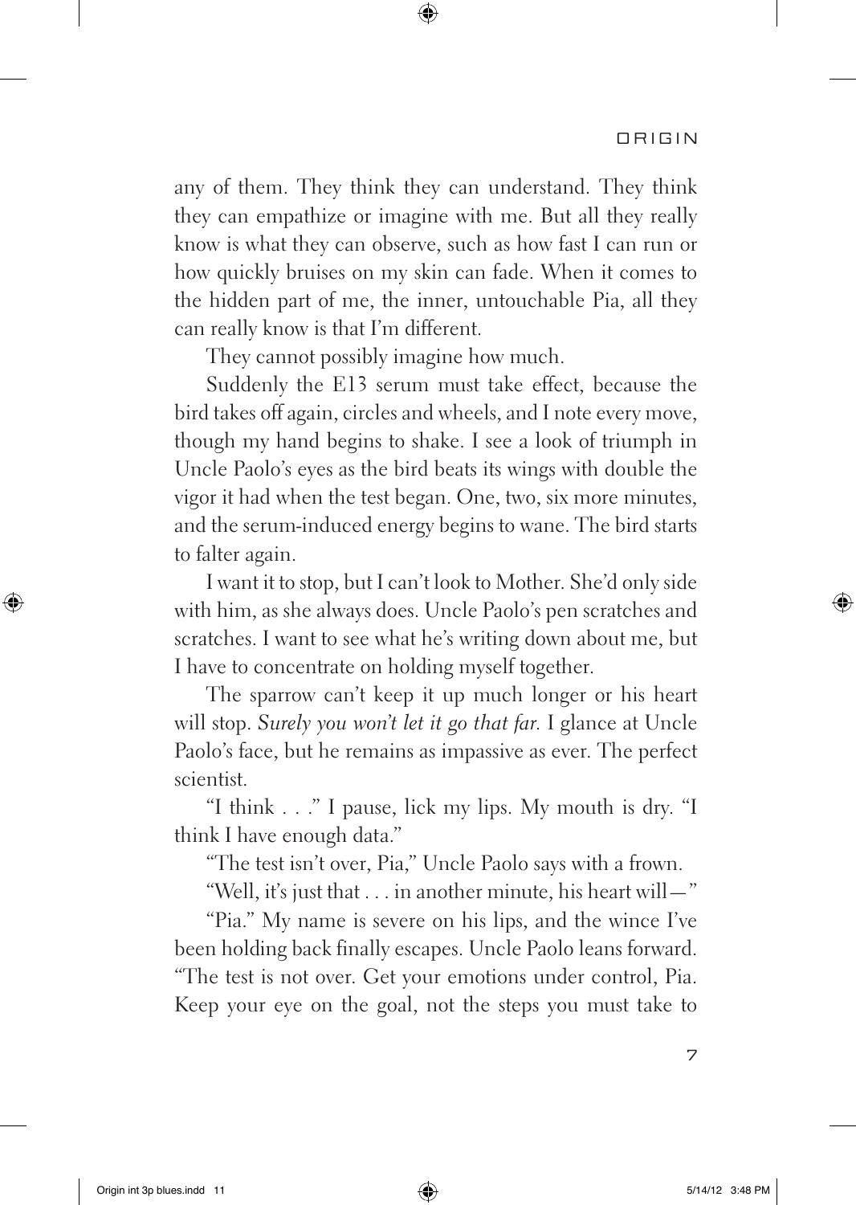any of them. They think they can understand. They think they can empathize or imagine with me. But all they really know is what they can observe, such as how fast I can run or how quickly bruises on my skin can fade. When it comes to the hidden part of me, the inner, untouchable Pia, all they can really know is that I'm different.

They cannot possibly imagine how much.

Suddenly the E13 serum must take effect, because the bird takes off again, circles and wheels, and I note every move, though my hand begins to shake. I see a look of triumph in Uncle Paolo's eyes as the bird beats its wings with double the vigor it had when the test began. One, two, six more minutes, and the serum-induced energy begins to wane. The bird starts to falter again.

I want it to stop, but I can't look to Mother. She'd only side with him, as she always does. Uncle Paolo's pen scratches and scratches. I want to see what he's writing down about me, but I have to concentrate on holding myself together.

The sparrow can't keep it up much longer or his heart will stop. *Surely you won't let it go that far.* I glance at Uncle Paolo's face, but he remains as impassive as ever. The perfect scientist.

"I think . . ." I pause, lick my lips. My mouth is dry. "I think I have enough data."

"The test isn't over, Pia," Uncle Paolo says with a frown.

"Well, it's just that . . . in another minute, his heart will—"

"Pia." My name is severe on his lips, and the wince I've been holding back finally escapes. Uncle Paolo leans forward. "The test is not over. Get your emotions under control, Pia. Keep your eye on the goal, not the steps you must take to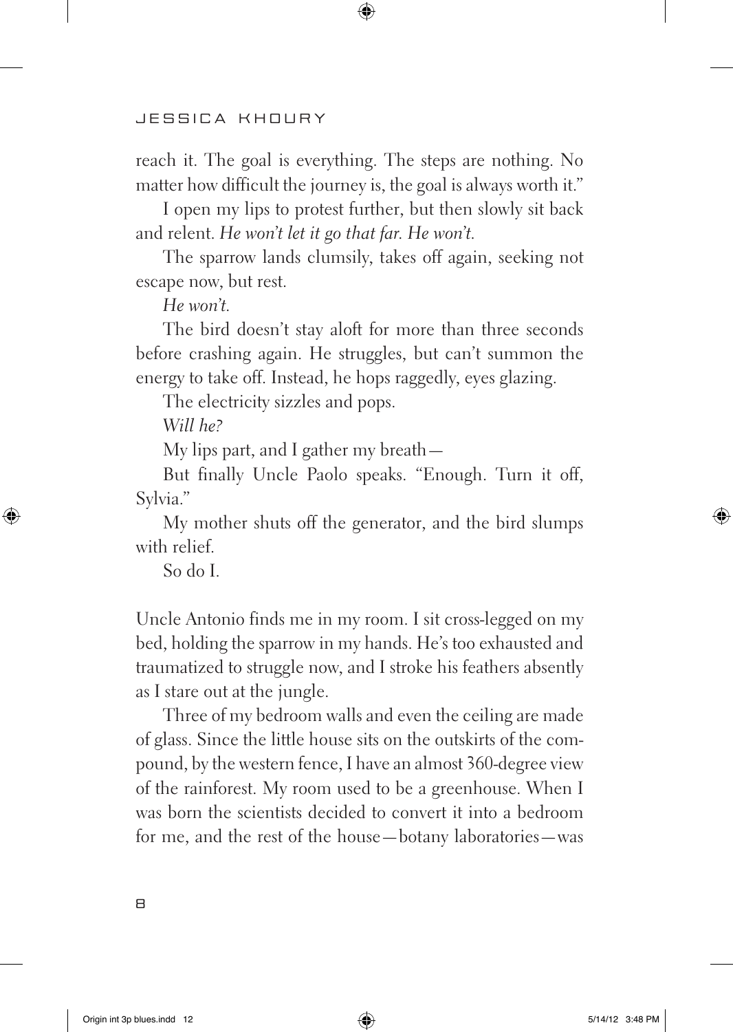reach it. The goal is everything. The steps are nothing. No matter how difficult the journey is, the goal is always worth it."

I open my lips to protest further, but then slowly sit back and relent. *He won't let it go that far. He won't.*

The sparrow lands clumsily, takes off again, seeking not escape now, but rest.

*He won't.*

The bird doesn't stay aloft for more than three seconds before crashing again. He struggles, but can't summon the energy to take off. Instead, he hops raggedly, eyes glazing.

The electricity sizzles and pops.

*Will he?*

My lips part, and I gather my breath—

But finally Uncle Paolo speaks. "Enough. Turn it off, Sylvia."

My mother shuts off the generator, and the bird slumps with relief.

So do I.

Uncle Antonio finds me in my room. I sit cross-legged on my bed, holding the sparrow in my hands. He's too exhausted and traumatized to struggle now, and I stroke his feathers absently as I stare out at the jungle.

Three of my bedroom walls and even the ceiling are made of glass. Since the little house sits on the outskirts of the compound, by the western fence, I have an almost 360-degree view of the rainforest. My room used to be a greenhouse. When I was born the scientists decided to convert it into a bedroom for me, and the rest of the house—botany laboratories—was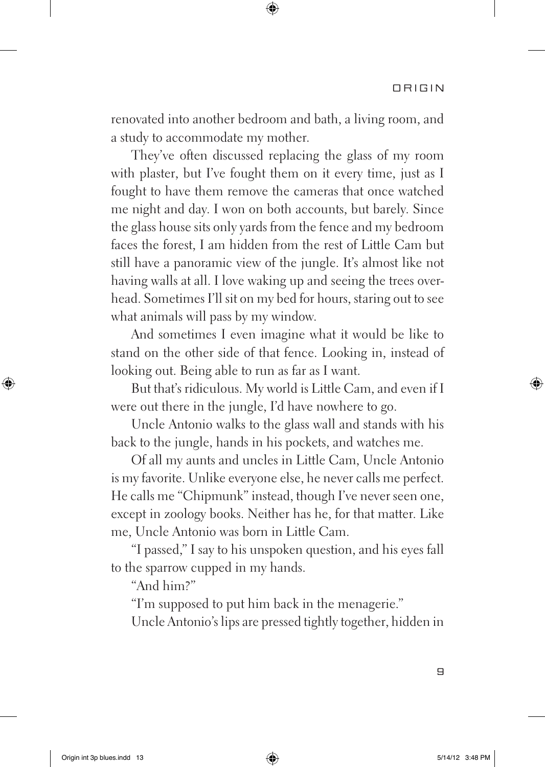renovated into another bedroom and bath, a living room, and a study to accommodate my mother.

They've often discussed replacing the glass of my room with plaster, but I've fought them on it every time, just as I fought to have them remove the cameras that once watched me night and day. I won on both accounts, but barely. Since the glass house sits only yards from the fence and my bedroom faces the forest, I am hidden from the rest of Little Cam but still have a panoramic view of the jungle. It's almost like not having walls at all. I love waking up and seeing the trees overhead. Sometimes I'll sit on my bed for hours, staring out to see what animals will pass by my window.

And sometimes I even imagine what it would be like to stand on the other side of that fence. Looking in, instead of looking out. Being able to run as far as I want.

But that's ridiculous. My world is Little Cam, and even if I were out there in the jungle, I'd have nowhere to go.

Uncle Antonio walks to the glass wall and stands with his back to the jungle, hands in his pockets, and watches me.

Of all my aunts and uncles in Little Cam, Uncle Antonio is my favorite. Unlike everyone else, he never calls me perfect. He calls me "Chipmunk" instead, though I've never seen one, except in zoology books. Neither has he, for that matter. Like me, Uncle Antonio was born in Little Cam.

"I passed," I say to his unspoken question, and his eyes fall to the sparrow cupped in my hands.

"And him?"

"I'm supposed to put him back in the menagerie."

Uncle Antonio's lips are pressed tightly together, hidden in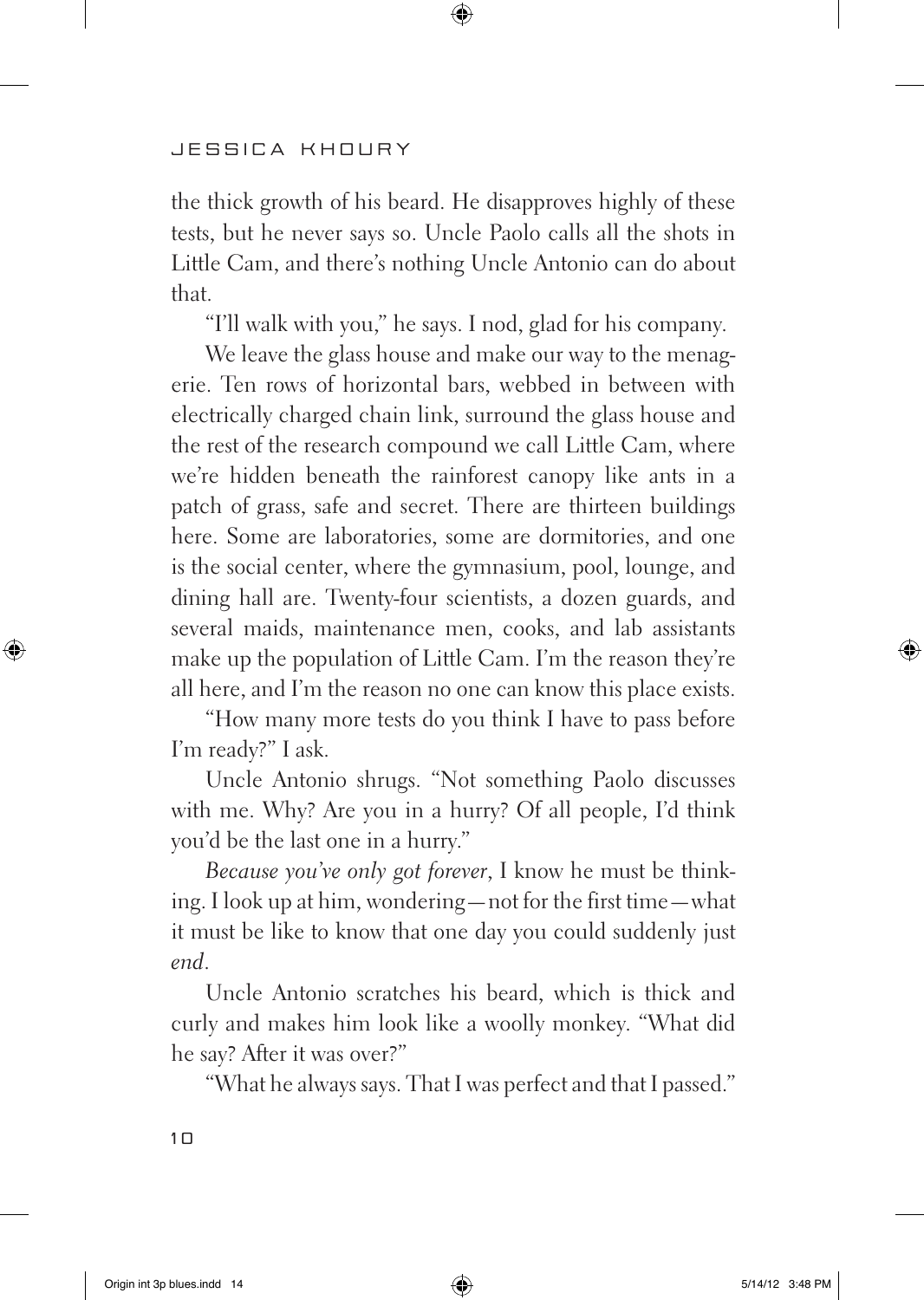the thick growth of his beard. He disapproves highly of these tests, but he never says so. Uncle Paolo calls all the shots in Little Cam, and there's nothing Uncle Antonio can do about that.

"I'll walk with you," he says. I nod, glad for his company.

We leave the glass house and make our way to the menagerie. Ten rows of horizontal bars, webbed in between with electrically charged chain link, surround the glass house and the rest of the research compound we call Little Cam, where we're hidden beneath the rainforest canopy like ants in a patch of grass, safe and secret. There are thirteen buildings here. Some are laboratories, some are dormitories, and one is the social center, where the gymnasium, pool, lounge, and dining hall are. Twenty-four scientists, a dozen guards, and several maids, maintenance men, cooks, and lab assistants make up the population of Little Cam. I'm the reason they're all here, and I'm the reason no one can know this place exists.

"How many more tests do you think I have to pass before I'm ready?" I ask.

Uncle Antonio shrugs. "Not something Paolo discusses with me. Why? Are you in a hurry? Of all people, I'd think you'd be the last one in a hurry."

*Because you've only got forever*, I know he must be thinking. I look up at him, wondering—not for the first time—what it must be like to know that one day you could suddenly just *end*.

Uncle Antonio scratches his beard, which is thick and curly and makes him look like a woolly monkey. "What did he say? After it was over?"

"What he always says. That I was perfect and that I passed."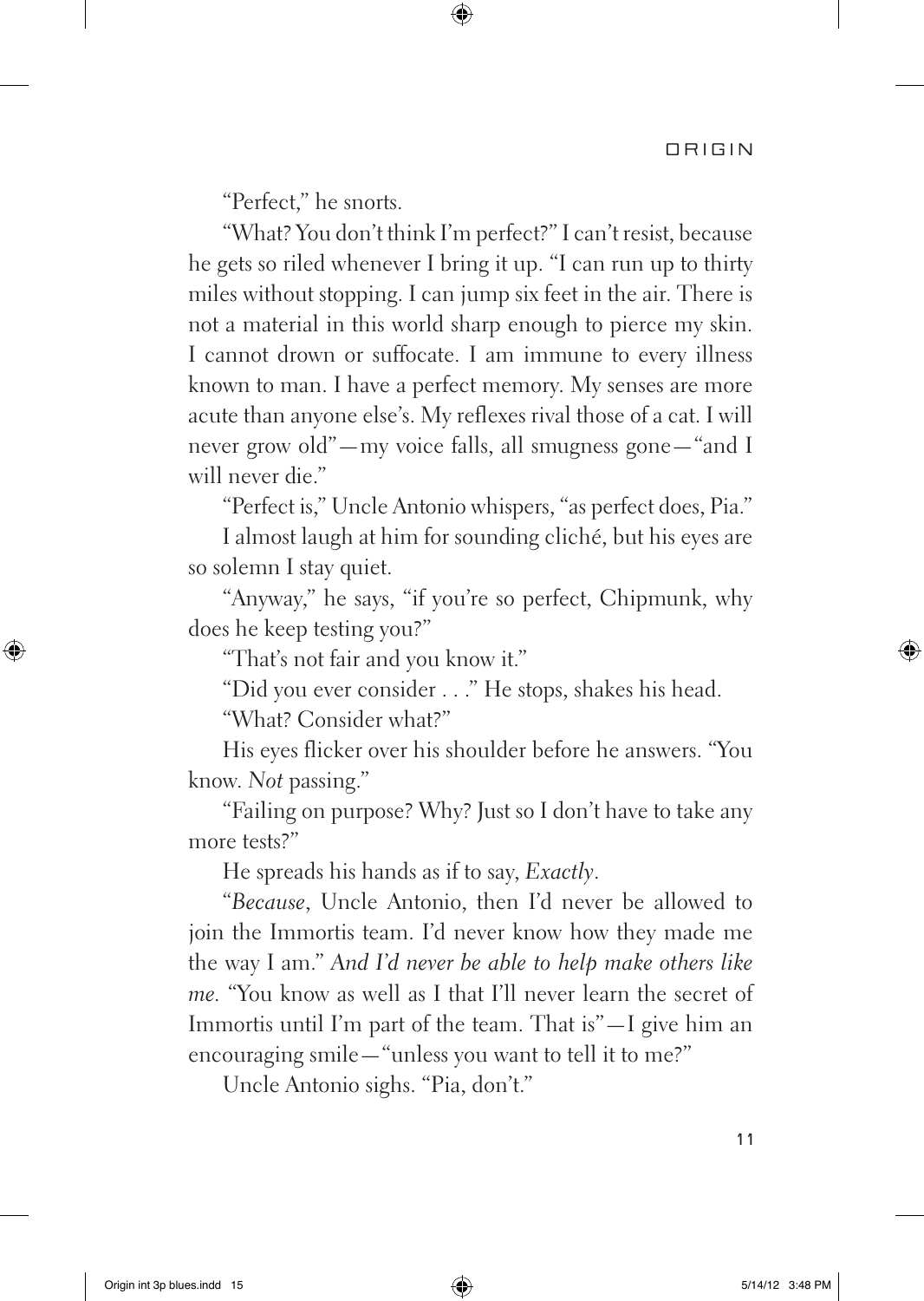"Perfect," he snorts.

"What? You don't think I'm perfect?" I can't resist, because he gets so riled whenever I bring it up. "I can run up to thirty miles without stopping. I can jump six feet in the air. There is not a material in this world sharp enough to pierce my skin. I cannot drown or suffocate. I am immune to every illness known to man. I have a perfect memory. My senses are more acute than anyone else's. My reflexes rival those of a cat. I will never grow old"—my voice falls, all smugness gone—"and I will never die."

"Perfect is," Uncle Antonio whispers, "as perfect does, Pia."

I almost laugh at him for sounding cliché, but his eyes are so solemn I stay quiet.

"Anyway," he says, "if you're so perfect, Chipmunk, why does he keep testing you?"

"That's not fair and you know it."

"Did you ever consider . . ." He stops, shakes his head.

"What? Consider what?"

His eyes flicker over his shoulder before he answers. "You know. *Not* passing."

"Failing on purpose? Why? Just so I don't have to take any more tests?"

He spreads his hands as if to say, *Exactly*.

"*Because*, Uncle Antonio, then I'd never be allowed to join the Immortis team. I'd never know how they made me the way I am." *And I'd never be able to help make others like me.* "You know as well as I that I'll never learn the secret of Immortis until I'm part of the team. That is"—I give him an encouraging smile—"unless you want to tell it to me?"

Uncle Antonio sighs. "Pia, don't."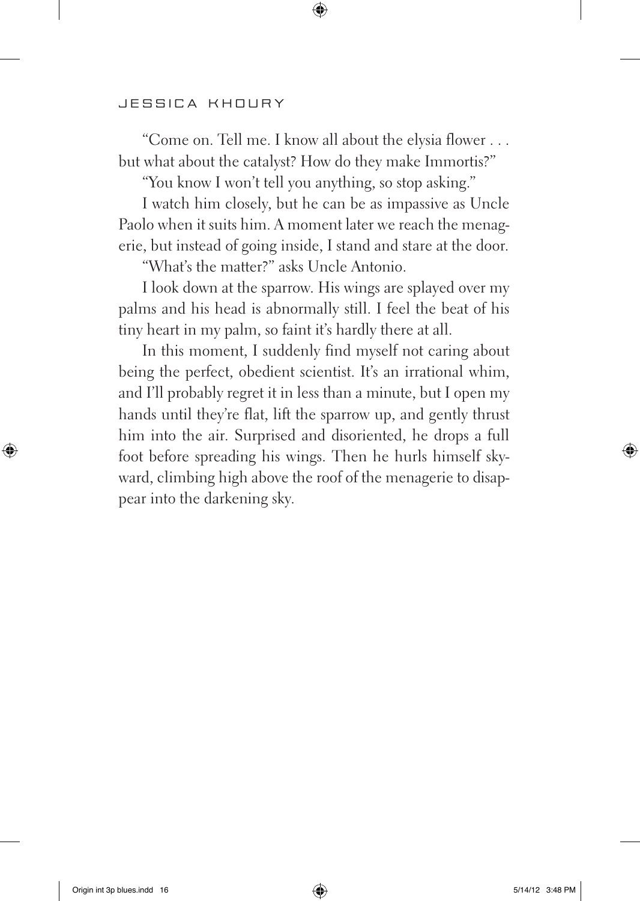"Come on. Tell me. I know all about the elysia flower . . . but what about the catalyst? How do they make Immortis?"

"You know I won't tell you anything, so stop asking."

I watch him closely, but he can be as impassive as Uncle Paolo when it suits him. A moment later we reach the menagerie, but instead of going inside, I stand and stare at the door.

"What's the matter?" asks Uncle Antonio.

I look down at the sparrow. His wings are splayed over my palms and his head is abnormally still. I feel the beat of his tiny heart in my palm, so faint it's hardly there at all.

In this moment, I suddenly find myself not caring about being the perfect, obedient scientist. It's an irrational whim, and I'll probably regret it in less than a minute, but I open my hands until they're flat, lift the sparrow up, and gently thrust him into the air. Surprised and disoriented, he drops a full foot before spreading his wings. Then he hurls himself skyward, climbing high above the roof of the menagerie to disappear into the darkening sky.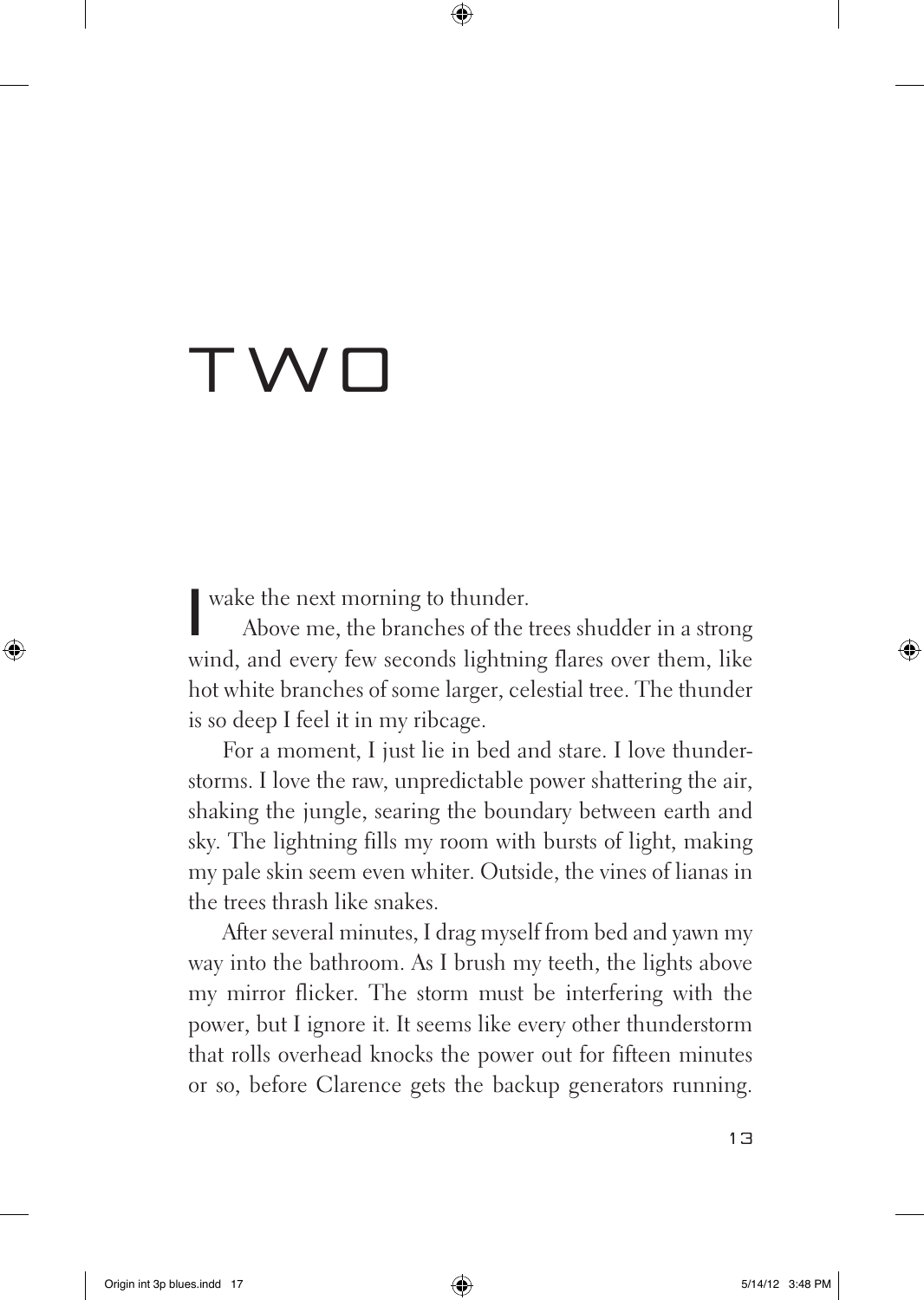# TWO

I wake the next morning to thunder.

Above me, the branches of the trees shudder in a strong wind, and every few seconds lightning flares over them, like hot white branches of some larger, celestial tree. The thunder is so deep I feel it in my ribcage.

For a moment, I just lie in bed and stare. I love thunderstorms. I love the raw, unpredictable power shattering the air, shaking the jungle, searing the boundary between earth and sky. The lightning fills my room with bursts of light, making my pale skin seem even whiter. Outside, the vines of lianas in the trees thrash like snakes.

After several minutes, I drag myself from bed and yawn my way into the bathroom. As I brush my teeth, the lights above my mirror flicker. The storm must be interfering with the power, but I ignore it. It seems like every other thunderstorm that rolls overhead knocks the power out for fifteen minutes or so, before Clarence gets the backup generators running.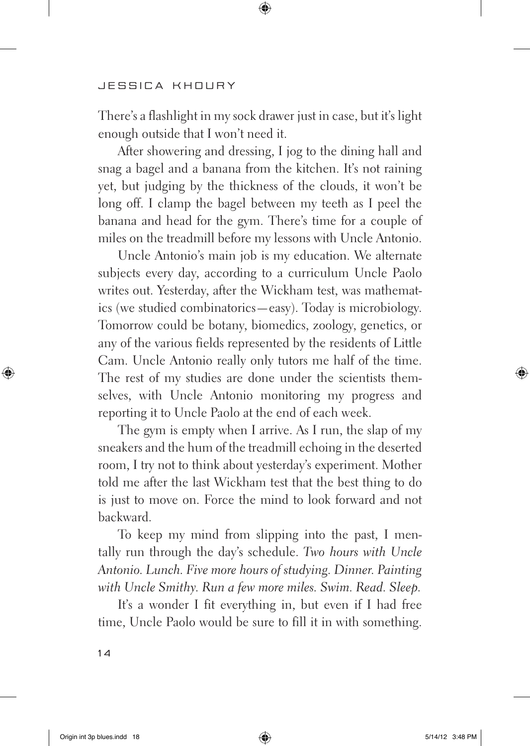There's a flashlight in my sock drawer just in case, but it's light enough outside that I won't need it.

After showering and dressing, I jog to the dining hall and snag a bagel and a banana from the kitchen. It's not raining yet, but judging by the thickness of the clouds, it won't be long off. I clamp the bagel between my teeth as I peel the banana and head for the gym. There's time for a couple of miles on the treadmill before my lessons with Uncle Antonio.

Uncle Antonio's main job is my education. We alternate subjects every day, according to a curriculum Uncle Paolo writes out. Yesterday, after the Wickham test, was mathematics (we studied combinatorics—easy). Today is microbiology. Tomorrow could be botany, biomedics, zoology, genetics, or any of the various fields represented by the residents of Little Cam. Uncle Antonio really only tutors me half of the time. The rest of my studies are done under the scientists themselves, with Uncle Antonio monitoring my progress and reporting it to Uncle Paolo at the end of each week.

The gym is empty when I arrive. As I run, the slap of my sneakers and the hum of the treadmill echoing in the deserted room, I try not to think about yesterday's experiment. Mother told me after the last Wickham test that the best thing to do is just to move on. Force the mind to look forward and not backward.

To keep my mind from slipping into the past, I mentally run through the day's schedule. *Two hours with Uncle Antonio. Lunch. Five more hours of studying. Dinner. Painting with Uncle Smithy. Run a few more miles. Swim. Read. Sleep.*

It's a wonder I fit everything in, but even if I had free time, Uncle Paolo would be sure to fill it in with something.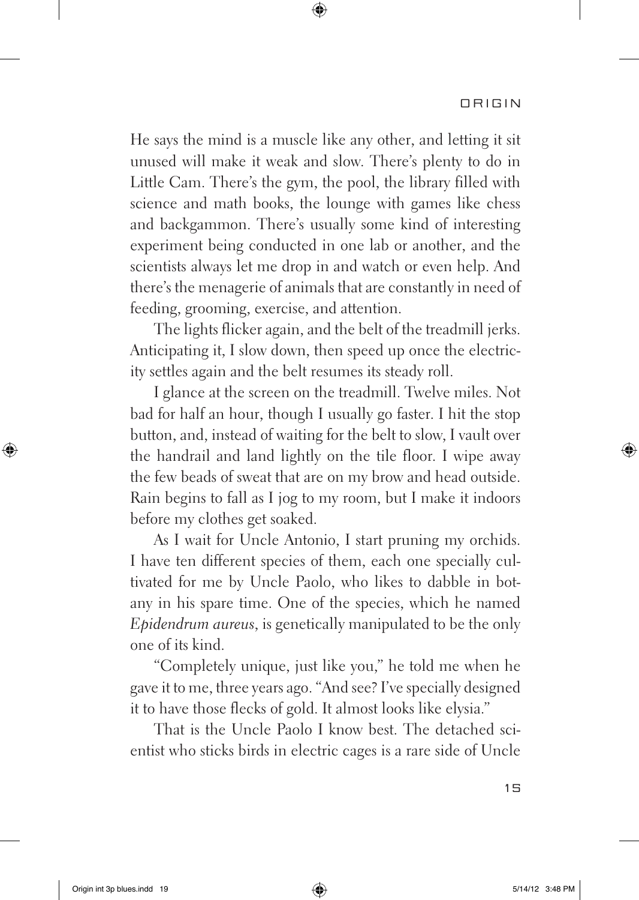He says the mind is a muscle like any other, and letting it sit unused will make it weak and slow. There's plenty to do in Little Cam. There's the gym, the pool, the library filled with science and math books, the lounge with games like chess and backgammon. There's usually some kind of interesting experiment being conducted in one lab or another, and the scientists always let me drop in and watch or even help. And there's the menagerie of animals that are constantly in need of feeding, grooming, exercise, and attention.

The lights flicker again, and the belt of the treadmill jerks. Anticipating it, I slow down, then speed up once the electricity settles again and the belt resumes its steady roll.

I glance at the screen on the treadmill. Twelve miles. Not bad for half an hour, though I usually go faster. I hit the stop button, and, instead of waiting for the belt to slow, I vault over the handrail and land lightly on the tile floor. I wipe away the few beads of sweat that are on my brow and head outside. Rain begins to fall as I jog to my room, but I make it indoors before my clothes get soaked.

As I wait for Uncle Antonio, I start pruning my orchids. I have ten different species of them, each one specially cultivated for me by Uncle Paolo, who likes to dabble in botany in his spare time. One of the species, which he named *Epidendrum aureus*, is genetically manipulated to be the only one of its kind.

"Completely unique, just like you," he told me when he gave it to me, three years ago. "And see? I've specially designed it to have those flecks of gold. It almost looks like elysia."

That is the Uncle Paolo I know best. The detached scientist who sticks birds in electric cages is a rare side of Uncle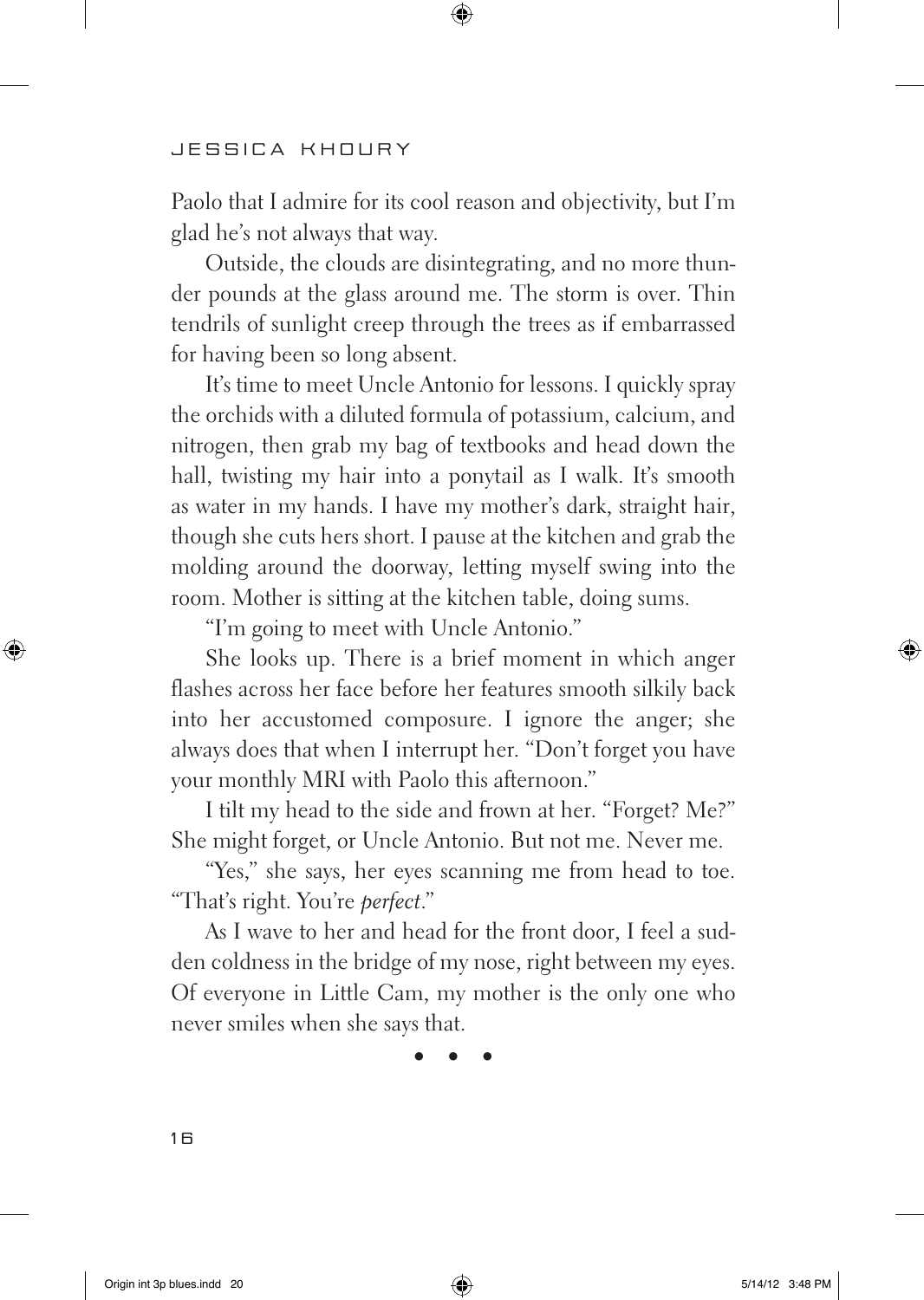Paolo that I admire for its cool reason and objectivity, but I'm glad he's not always that way.

Outside, the clouds are disintegrating, and no more thunder pounds at the glass around me. The storm is over. Thin tendrils of sunlight creep through the trees as if embarrassed for having been so long absent.

It's time to meet Uncle Antonio for lessons. I quickly spray the orchids with a diluted formula of potassium, calcium, and nitrogen, then grab my bag of textbooks and head down the hall, twisting my hair into a ponytail as I walk. It's smooth as water in my hands. I have my mother's dark, straight hair, though she cuts hers short. I pause at the kitchen and grab the molding around the doorway, letting myself swing into the room. Mother is sitting at the kitchen table, doing sums.

"I'm going to meet with Uncle Antonio."

She looks up. There is a brief moment in which anger flashes across her face before her features smooth silkily back into her accustomed composure. I ignore the anger; she always does that when I interrupt her. "Don't forget you have your monthly MRI with Paolo this afternoon."

I tilt my head to the side and frown at her. "Forget? Me?" She might forget, or Uncle Antonio. But not me. Never me.

"Yes," she says, her eyes scanning me from head to toe. "That's right. You're *perfect*."

As I wave to her and head for the front door, I feel a sudden coldness in the bridge of my nose, right between my eyes. Of everyone in Little Cam, my mother is the only one who never smiles when she says that.

• • •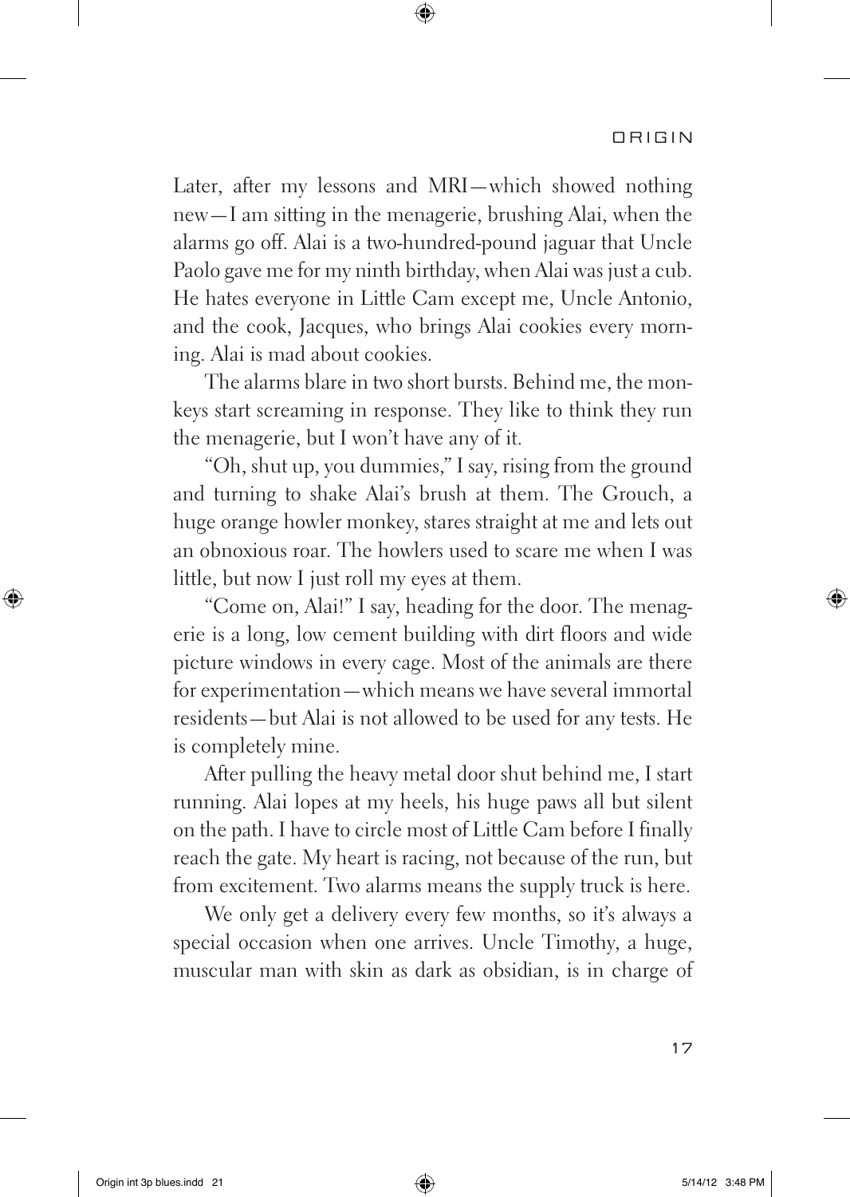Later, after my lessons and MRI—which showed nothing new—I am sitting in the menagerie, brushing Alai, when the alarms go off. Alai is a two-hundred-pound jaguar that Uncle Paolo gave me for my ninth birthday, when Alai was just a cub. He hates everyone in Little Cam except me, Uncle Antonio, and the cook, Jacques, who brings Alai cookies every morning. Alai is mad about cookies.

The alarms blare in two short bursts. Behind me, the monkeys start screaming in response. They like to think they run the menagerie, but I won't have any of it.

"Oh, shut up, you dummies," I say, rising from the ground and turning to shake Alai's brush at them. The Grouch, a huge orange howler monkey, stares straight at me and lets out an obnoxious roar. The howlers used to scare me when I was little, but now I just roll my eyes at them.

"Come on, Alai!" I say, heading for the door. The menagerie is a long, low cement building with dirt floors and wide picture windows in every cage. Most of the animals are there for experimentation—which means we have several immortal residents—but Alai is not allowed to be used for any tests. He is completely mine.

After pulling the heavy metal door shut behind me, I start running. Alai lopes at my heels, his huge paws all but silent on the path. I have to circle most of Little Cam before I finally reach the gate. My heart is racing, not because of the run, but from excitement. Two alarms means the supply truck is here.

We only get a delivery every few months, so it's always a special occasion when one arrives. Uncle Timothy, a huge, muscular man with skin as dark as obsidian, is in charge of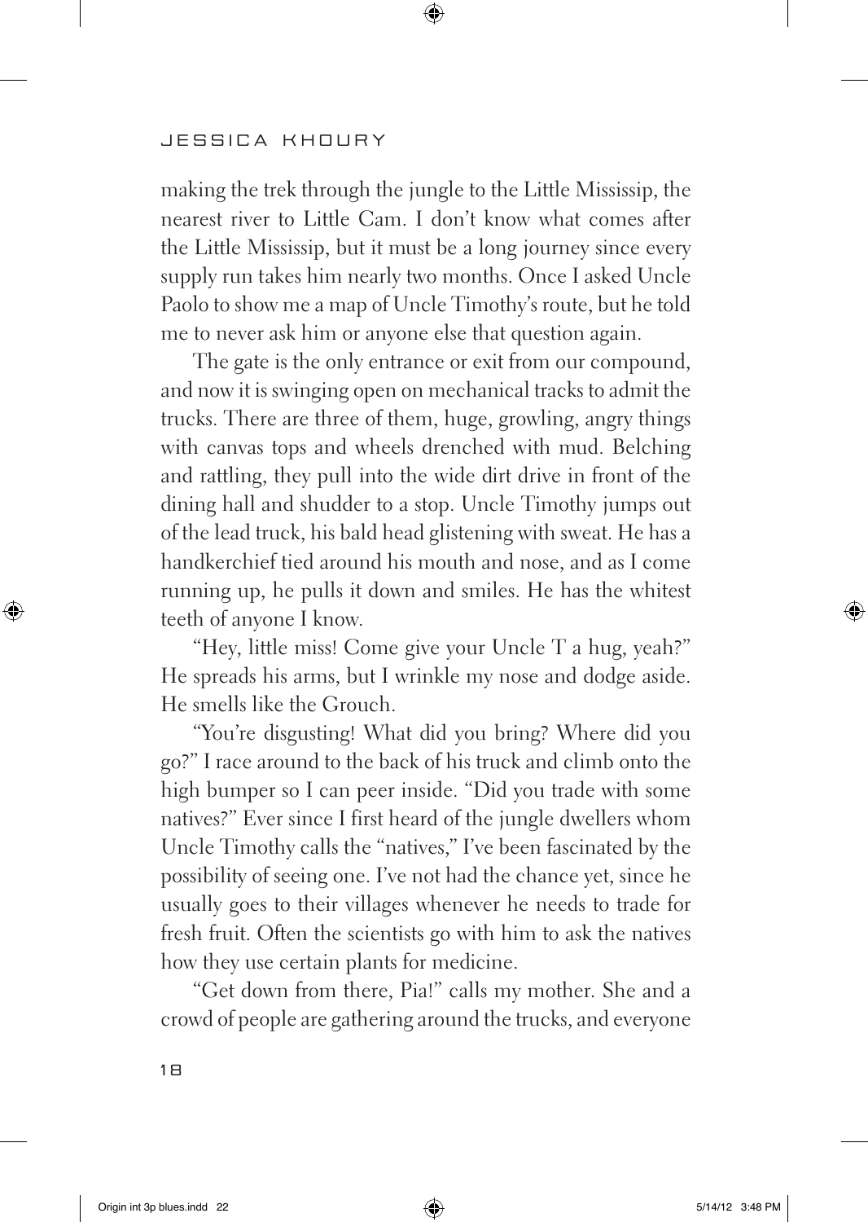making the trek through the jungle to the Little Mississip, the nearest river to Little Cam. I don't know what comes after the Little Mississip, but it must be a long journey since every supply run takes him nearly two months. Once I asked Uncle Paolo to show me a map of Uncle Timothy's route, but he told me to never ask him or anyone else that question again.

The gate is the only entrance or exit from our compound, and now it is swinging open on mechanical tracks to admit the trucks. There are three of them, huge, growling, angry things with canvas tops and wheels drenched with mud. Belching and rattling, they pull into the wide dirt drive in front of the dining hall and shudder to a stop. Uncle Timothy jumps out of the lead truck, his bald head glistening with sweat. He has a handkerchief tied around his mouth and nose, and as I come running up, he pulls it down and smiles. He has the whitest teeth of anyone I know.

"Hey, little miss! Come give your Uncle T a hug, yeah?" He spreads his arms, but I wrinkle my nose and dodge aside. He smells like the Grouch.

"You're disgusting! What did you bring? Where did you go?" I race around to the back of his truck and climb onto the high bumper so I can peer inside. "Did you trade with some natives?" Ever since I first heard of the jungle dwellers whom Uncle Timothy calls the "natives," I've been fascinated by the possibility of seeing one. I've not had the chance yet, since he usually goes to their villages whenever he needs to trade for fresh fruit. Often the scientists go with him to ask the natives how they use certain plants for medicine.

"Get down from there, Pia!" calls my mother. She and a crowd of people are gathering around the trucks, and everyone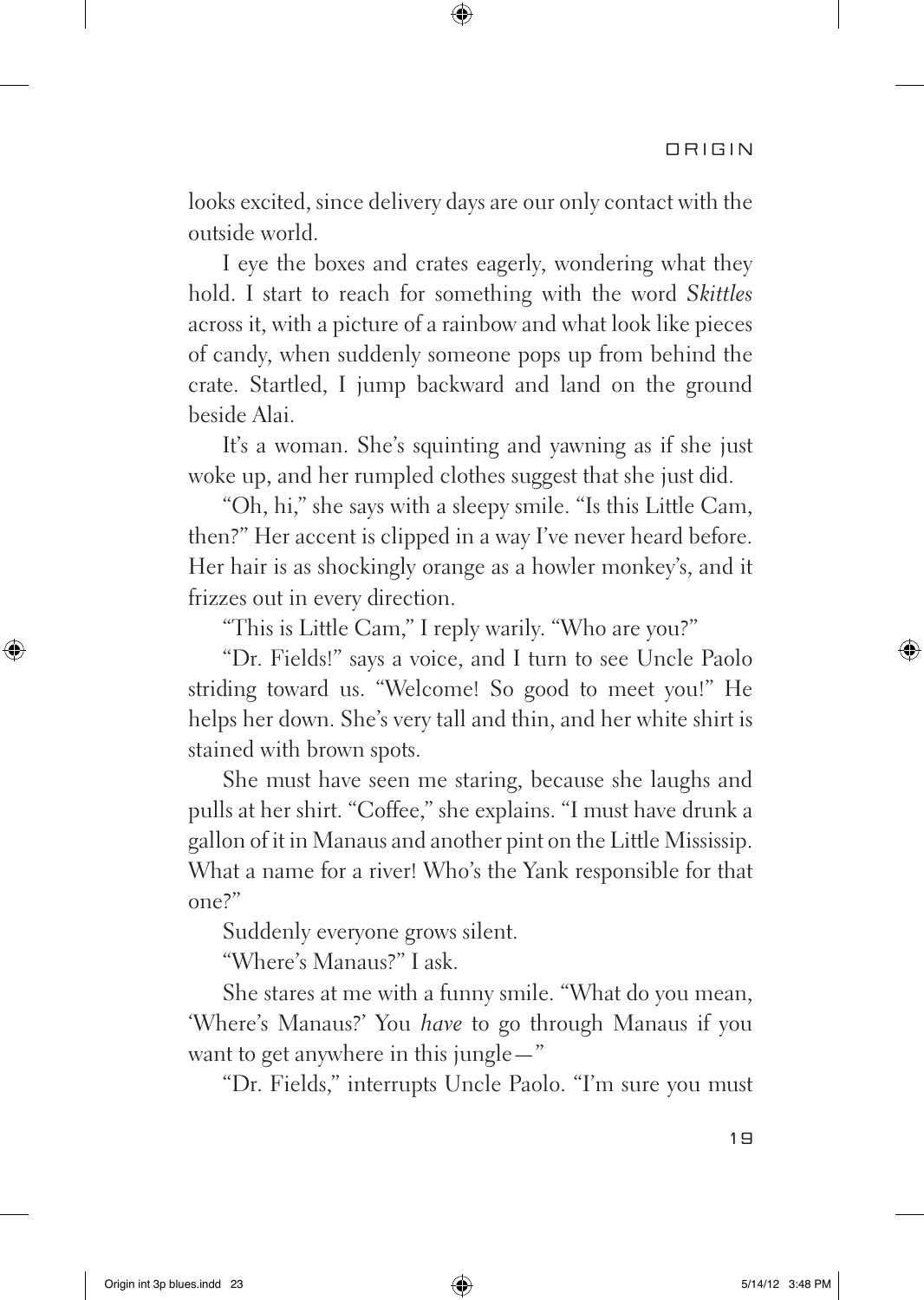looks excited, since delivery days are our only contact with the outside world.

I eye the boxes and crates eagerly, wondering what they hold. I start to reach for something with the word *Skittles* across it, with a picture of a rainbow and what look like pieces of candy, when suddenly someone pops up from behind the crate. Startled, I jump backward and land on the ground beside Alai.

It's a woman. She's squinting and yawning as if she just woke up, and her rumpled clothes suggest that she just did.

"Oh, hi," she says with a sleepy smile. "Is this Little Cam, then?" Her accent is clipped in a way I've never heard before. Her hair is as shockingly orange as a howler monkey's, and it frizzes out in every direction.

"This is Little Cam," I reply warily. "Who are you?"

"Dr. Fields!" says a voice, and I turn to see Uncle Paolo striding toward us. "Welcome! So good to meet you!" He helps her down. She's very tall and thin, and her white shirt is stained with brown spots.

She must have seen me staring, because she laughs and pulls at her shirt. "Coffee," she explains. "I must have drunk a gallon of it in Manaus and another pint on the Little Mississip. What a name for a river! Who's the Yank responsible for that one?"

Suddenly everyone grows silent.

"Where's Manaus?" I ask.

She stares at me with a funny smile. "What do you mean, 'Where's Manaus?' You *have* to go through Manaus if you want to get anywhere in this jungle—"

"Dr. Fields," interrupts Uncle Paolo. "I'm sure you must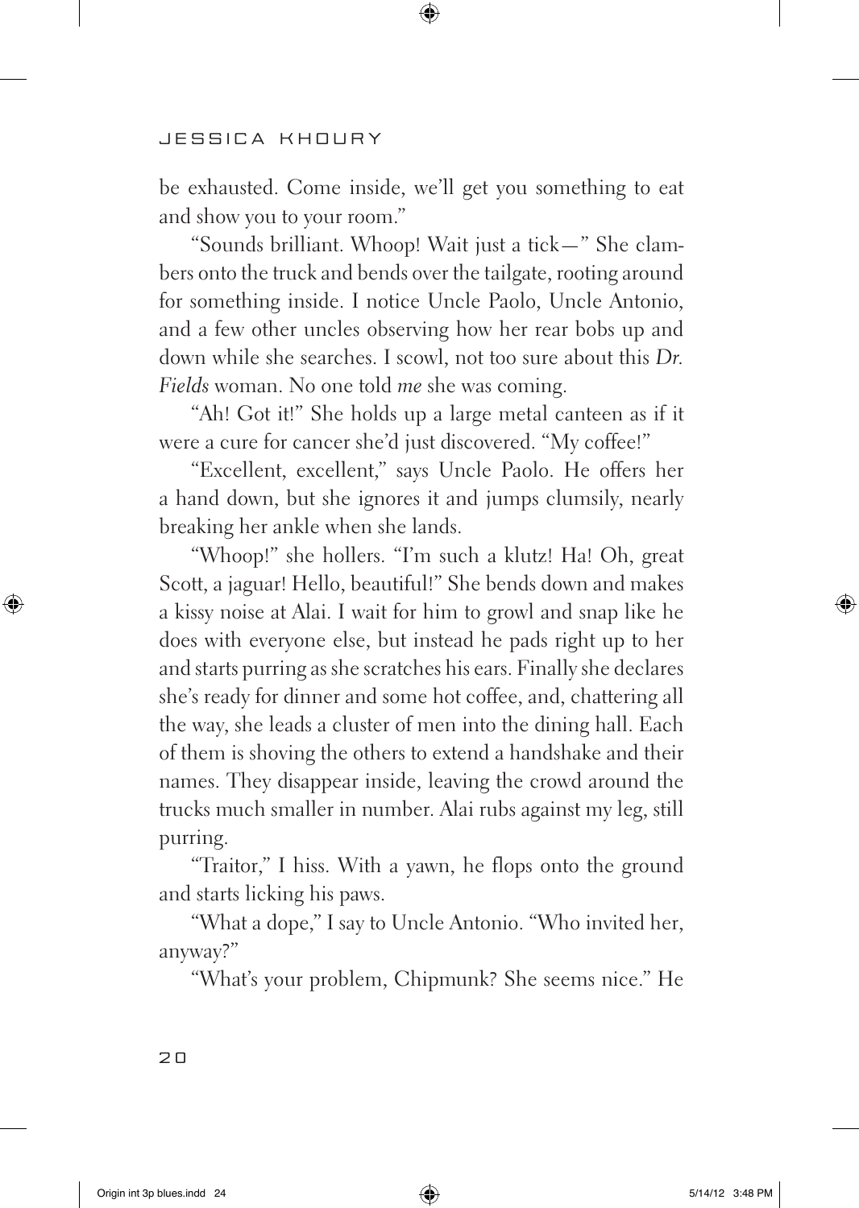be exhausted. Come inside, we'll get you something to eat and show you to your room."

"Sounds brilliant. Whoop! Wait just a tick—" She clambers onto the truck and bends over the tailgate, rooting around for something inside. I notice Uncle Paolo, Uncle Antonio, and a few other uncles observing how her rear bobs up and down while she searches. I scowl, not too sure about this *Dr. Fields* woman. No one told *me* she was coming.

"Ah! Got it!" She holds up a large metal canteen as if it were a cure for cancer she'd just discovered. "My coffee!"

"Excellent, excellent," says Uncle Paolo. He offers her a hand down, but she ignores it and jumps clumsily, nearly breaking her ankle when she lands.

"Whoop!" she hollers. "I'm such a klutz! Ha! Oh, great Scott, a jaguar! Hello, beautiful!" She bends down and makes a kissy noise at Alai. I wait for him to growl and snap like he does with everyone else, but instead he pads right up to her and starts purring as she scratches his ears. Finally she declares she's ready for dinner and some hot coffee, and, chattering all the way, she leads a cluster of men into the dining hall. Each of them is shoving the others to extend a handshake and their names. They disappear inside, leaving the crowd around the trucks much smaller in number. Alai rubs against my leg, still purring.

"Traitor," I hiss. With a yawn, he flops onto the ground and starts licking his paws.

"What a dope," I say to Uncle Antonio. "Who invited her, anyway?"

"What's your problem, Chipmunk? She seems nice." He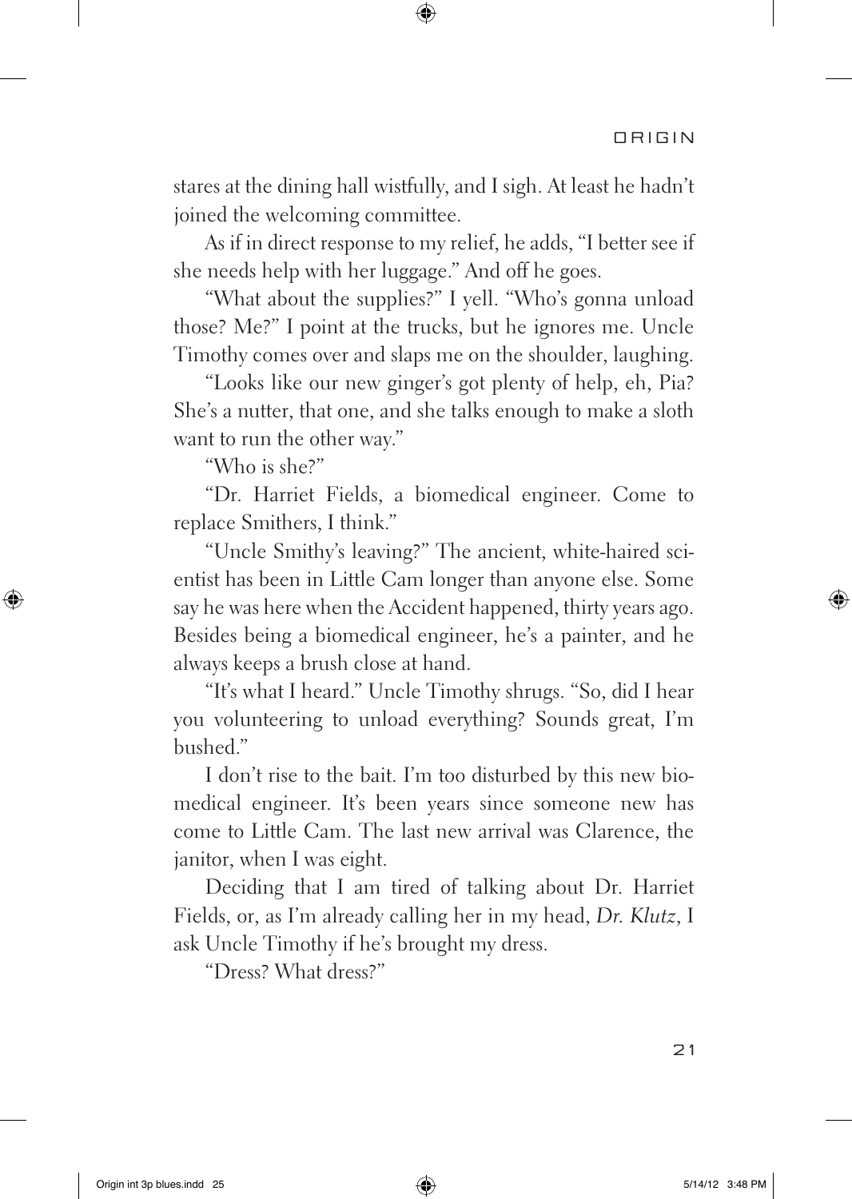stares at the dining hall wistfully, and I sigh. At least he hadn't joined the welcoming committee.

As if in direct response to my relief, he adds, "I better see if she needs help with her luggage." And off he goes.

"What about the supplies?" I yell. "Who's gonna unload those? Me?" I point at the trucks, but he ignores me. Uncle Timothy comes over and slaps me on the shoulder, laughing.

"Looks like our new ginger's got plenty of help, eh, Pia? She's a nutter, that one, and she talks enough to make a sloth want to run the other way."

"Who is she?"

"Dr. Harriet Fields, a biomedical engineer. Come to replace Smithers, I think."

"Uncle Smithy's leaving?" The ancient, white-haired scientist has been in Little Cam longer than anyone else. Some say he was here when the Accident happened, thirty years ago. Besides being a biomedical engineer, he's a painter, and he always keeps a brush close at hand.

"It's what I heard." Uncle Timothy shrugs. "So, did I hear you volunteering to unload everything? Sounds great, I'm bushed."

I don't rise to the bait. I'm too disturbed by this new biomedical engineer. It's been years since someone new has come to Little Cam. The last new arrival was Clarence, the janitor, when I was eight.

Deciding that I am tired of talking about Dr. Harriet Fields, or, as I'm already calling her in my head, *Dr. Klutz*, I ask Uncle Timothy if he's brought my dress.

"Dress? What dress?"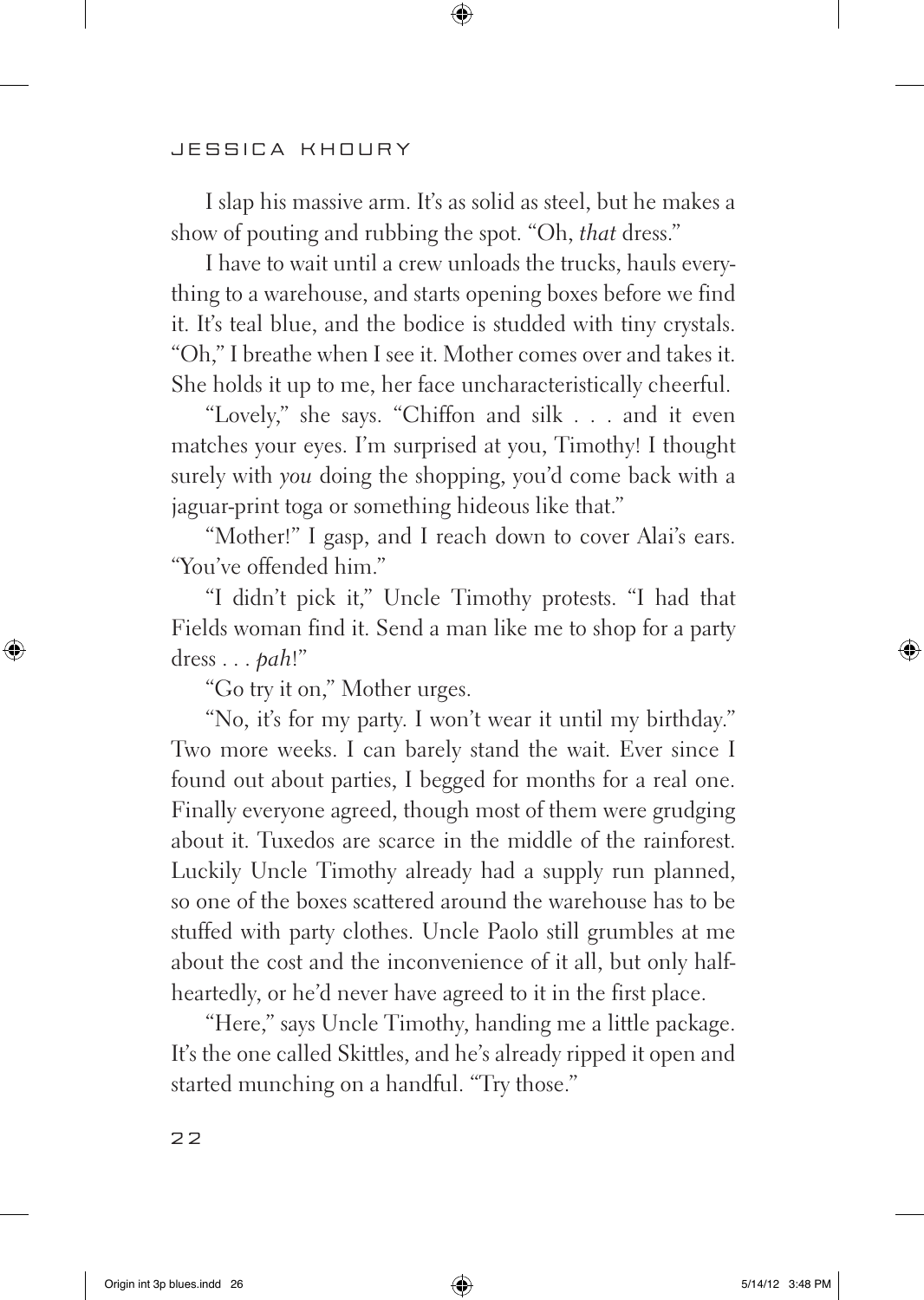I slap his massive arm. It's as solid as steel, but he makes a show of pouting and rubbing the spot. "Oh, *that* dress."

I have to wait until a crew unloads the trucks, hauls everything to a warehouse, and starts opening boxes before we find it. It's teal blue, and the bodice is studded with tiny crystals. "Oh," I breathe when I see it. Mother comes over and takes it. She holds it up to me, her face uncharacteristically cheerful.

"Lovely," she says. "Chiffon and silk . . . and it even matches your eyes. I'm surprised at you, Timothy! I thought surely with *you* doing the shopping, you'd come back with a jaguar-print toga or something hideous like that."

"Mother!" I gasp, and I reach down to cover Alai's ears. "You've offended him."

"I didn't pick it," Uncle Timothy protests. "I had that Fields woman find it. Send a man like me to shop for a party dress . . . *pah*!"

"Go try it on," Mother urges.

"No, it's for my party. I won't wear it until my birthday." Two more weeks. I can barely stand the wait. Ever since I found out about parties, I begged for months for a real one. Finally everyone agreed, though most of them were grudging about it. Tuxedos are scarce in the middle of the rainforest. Luckily Uncle Timothy already had a supply run planned, so one of the boxes scattered around the warehouse has to be stuffed with party clothes. Uncle Paolo still grumbles at me about the cost and the inconvenience of it all, but only halfheartedly, or he'd never have agreed to it in the first place.

"Here," says Uncle Timothy, handing me a little package. It's the one called Skittles, and he's already ripped it open and started munching on a handful. "Try those."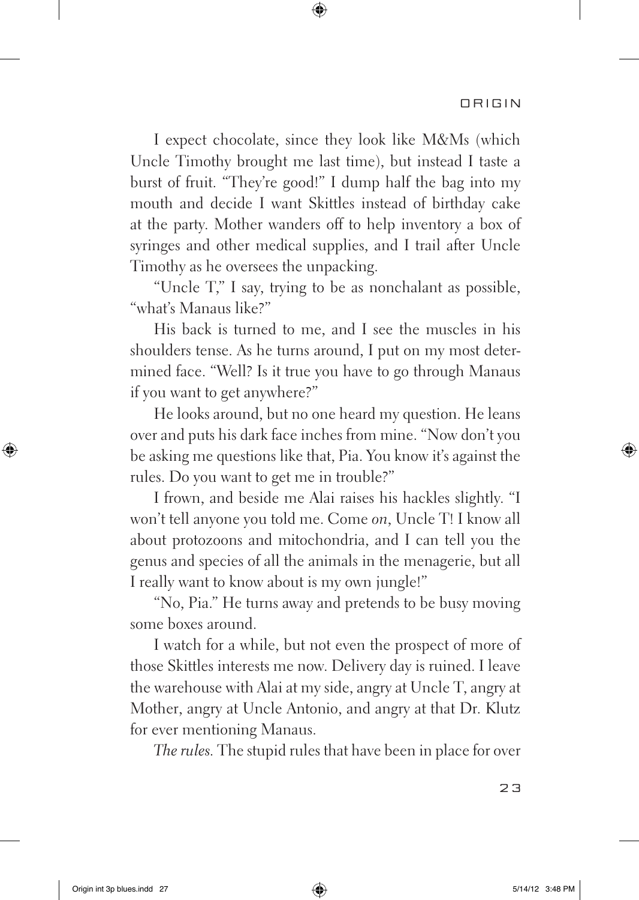I expect chocolate, since they look like M&Ms (which Uncle Timothy brought me last time), but instead I taste a burst of fruit. "They're good!" I dump half the bag into my mouth and decide I want Skittles instead of birthday cake at the party. Mother wanders off to help inventory a box of syringes and other medical supplies, and I trail after Uncle Timothy as he oversees the unpacking.

"Uncle T," I say, trying to be as nonchalant as possible, "what's Manaus like?"

His back is turned to me, and I see the muscles in his shoulders tense. As he turns around, I put on my most determined face. "Well? Is it true you have to go through Manaus if you want to get anywhere?"

He looks around, but no one heard my question. He leans over and puts his dark face inches from mine. "Now don't you be asking me questions like that, Pia. You know it's against the rules. Do you want to get me in trouble?"

I frown, and beside me Alai raises his hackles slightly. "I won't tell anyone you told me. Come *on*, Uncle T! I know all about protozoons and mitochondria, and I can tell you the genus and species of all the animals in the menagerie, but all I really want to know about is my own jungle!"

"No, Pia." He turns away and pretends to be busy moving some boxes around.

I watch for a while, but not even the prospect of more of those Skittles interests me now. Delivery day is ruined. I leave the warehouse with Alai at my side, angry at Uncle T, angry at Mother, angry at Uncle Antonio, and angry at that Dr. Klutz for ever mentioning Manaus.

*The rules.* The stupid rules that have been in place for over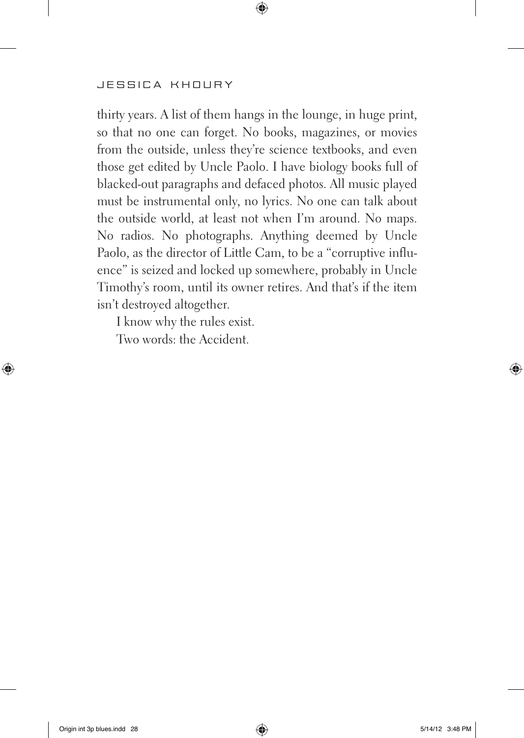thirty years. A list of them hangs in the lounge, in huge print, so that no one can forget. No books, magazines, or movies from the outside, unless they're science textbooks, and even those get edited by Uncle Paolo. I have biology books full of blacked-out paragraphs and defaced photos. All music played must be instrumental only, no lyrics. No one can talk about the outside world, at least not when I'm around. No maps. No radios. No photographs. Anything deemed by Uncle Paolo, as the director of Little Cam, to be a "corruptive influence" is seized and locked up somewhere, probably in Uncle Timothy's room, until its owner retires. And that's if the item isn't destroyed altogether.

I know why the rules exist.

Two words: the Accident.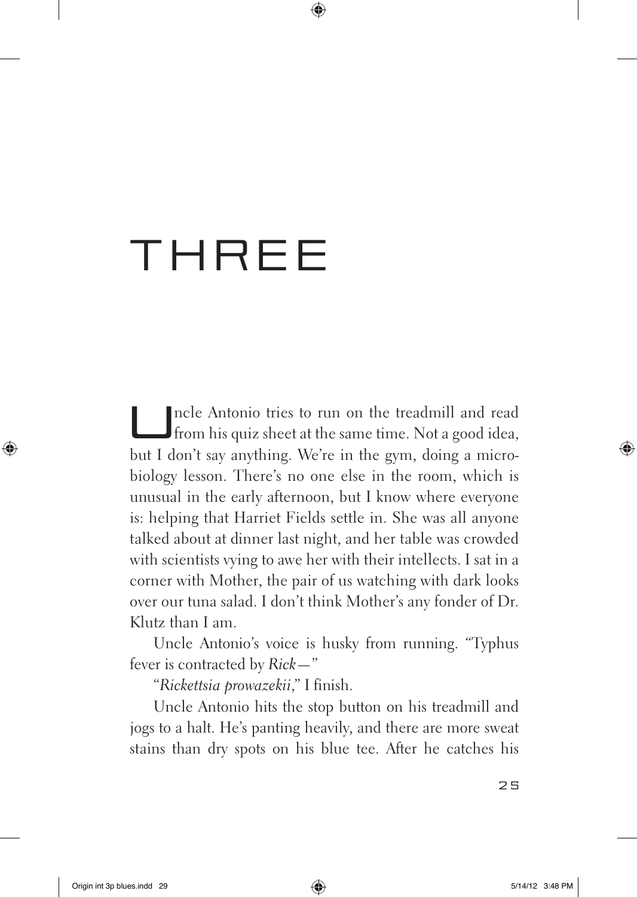# THREE

Uncle Antonio tries to run on the treadmill and read from his quiz sheet at the same time. Not a good idea, but I don't say anything. We're in the gym, doing a microbiology lesson. There's no one else in the room, which is unusual in the early afternoon, but I know where everyone is: helping that Harriet Fields settle in. She was all anyone talked about at dinner last night, and her table was crowded with scientists vying to awe her with their intellects. I sat in a corner with Mother, the pair of us watching with dark looks over our tuna salad. I don't think Mother's any fonder of Dr. Klutz than I am.

Uncle Antonio's voice is husky from running. "Typhus fever is contracted by *Rick*—"

"*Rickettsia prowazekii*," I finish.

Uncle Antonio hits the stop button on his treadmill and jogs to a halt. He's panting heavily, and there are more sweat stains than dry spots on his blue tee. After he catches his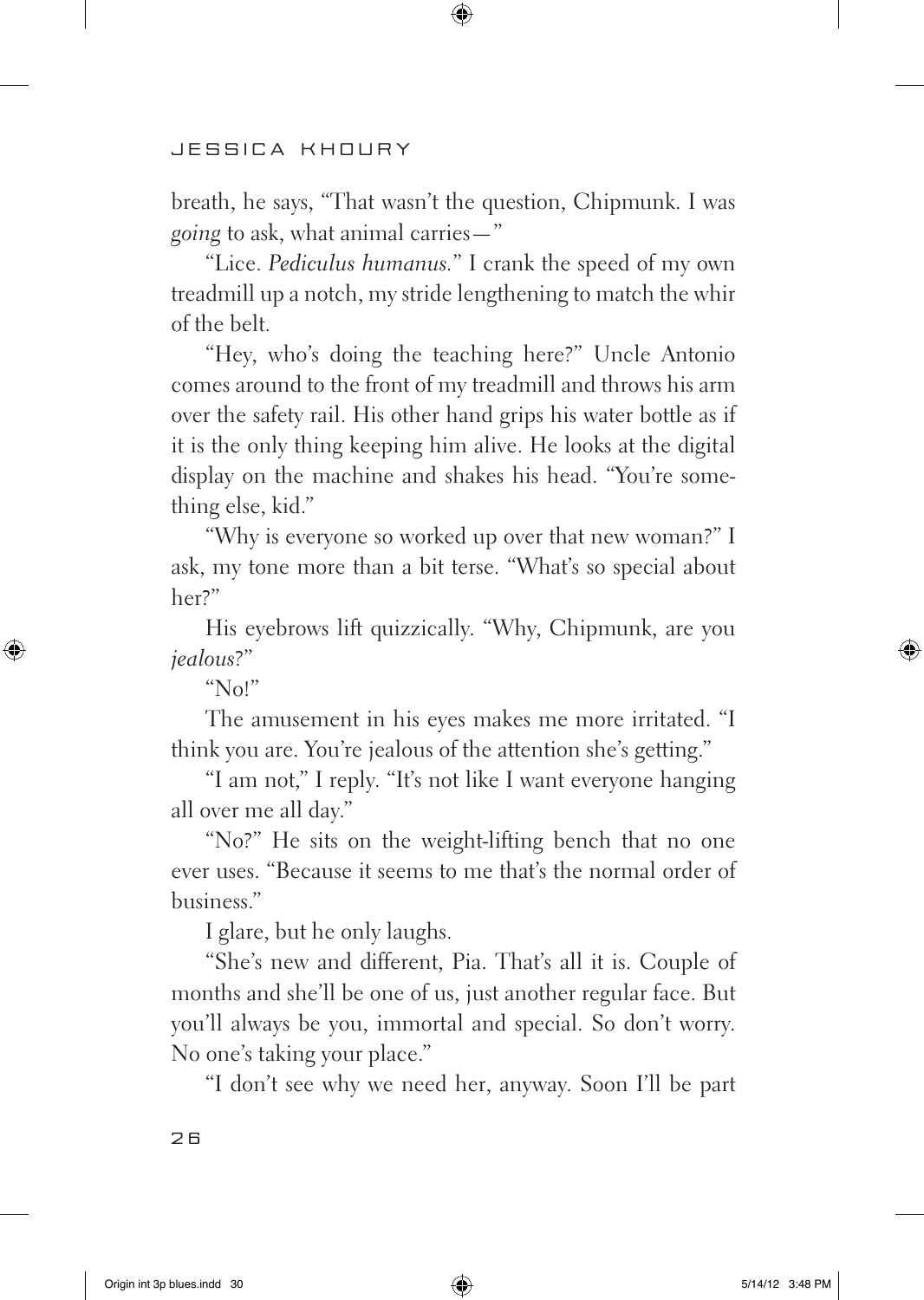breath, he says, "That wasn't the question, Chipmunk. I was *going* to ask, what animal carries—"

"Lice. *Pediculus humanus*." I crank the speed of my own treadmill up a notch, my stride lengthening to match the whir of the belt.

"Hey, who's doing the teaching here?" Uncle Antonio comes around to the front of my treadmill and throws his arm over the safety rail. His other hand grips his water bottle as if it is the only thing keeping him alive. He looks at the digital display on the machine and shakes his head. "You're something else, kid."

"Why is everyone so worked up over that new woman?" I ask, my tone more than a bit terse. "What's so special about her?"

His eyebrows lift quizzically. "Why, Chipmunk, are you *jealous*?"

"No!"

The amusement in his eyes makes me more irritated. "I think you are. You're jealous of the attention she's getting."

"I am not," I reply. "It's not like I want everyone hanging all over me all day."

"No?" He sits on the weight-lifting bench that no one ever uses. "Because it seems to me that's the normal order of business."

I glare, but he only laughs.

"She's new and different, Pia. That's all it is. Couple of months and she'll be one of us, just another regular face. But you'll always be you, immortal and special. So don't worry. No one's taking your place."

"I don't see why we need her, anyway. Soon I'll be part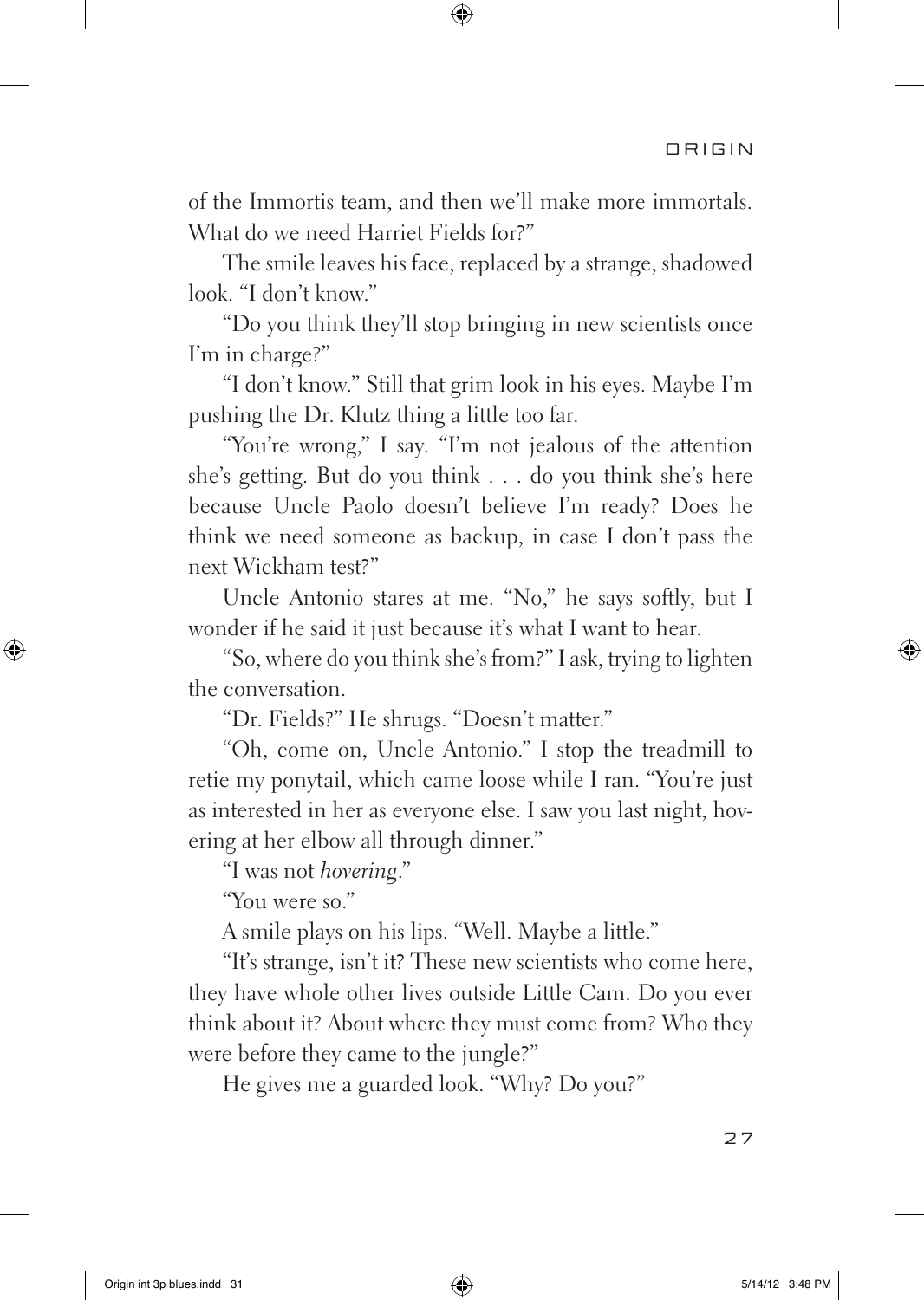of the Immortis team, and then we'll make more immortals. What do we need Harriet Fields for?"

The smile leaves his face, replaced by a strange, shadowed look. "I don't know."

"Do you think they'll stop bringing in new scientists once I'm in charge?"

"I don't know." Still that grim look in his eyes. Maybe I'm pushing the Dr. Klutz thing a little too far.

"You're wrong," I say. "I'm not jealous of the attention she's getting. But do you think . . . do you think she's here because Uncle Paolo doesn't believe I'm ready? Does he think we need someone as backup, in case I don't pass the next Wickham test?"

Uncle Antonio stares at me. "No," he says softly, but I wonder if he said it just because it's what I want to hear.

"So, where do you think she's from?" I ask, trying to lighten the conversation.

"Dr. Fields?" He shrugs. "Doesn't matter."

"Oh, come on, Uncle Antonio." I stop the treadmill to retie my ponytail, which came loose while I ran. "You're just as interested in her as everyone else. I saw you last night, hovering at her elbow all through dinner."

"I was not *hovering*."

"You were so."

A smile plays on his lips. "Well. Maybe a little."

"It's strange, isn't it? These new scientists who come here, they have whole other lives outside Little Cam. Do you ever think about it? About where they must come from? Who they were before they came to the jungle?"

He gives me a guarded look. "Why? Do you?"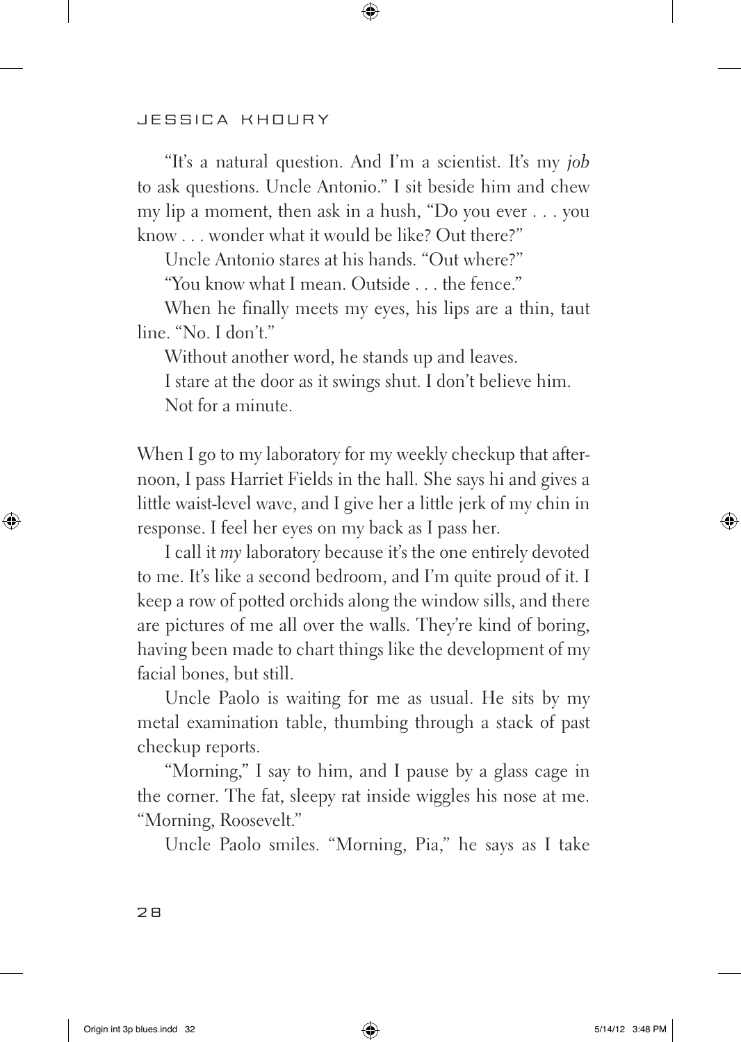"It's a natural question. And I'm a scientist. It's my *job* to ask questions. Uncle Antonio." I sit beside him and chew my lip a moment, then ask in a hush, "Do you ever . . . you know . . . wonder what it would be like? Out there?"

Uncle Antonio stares at his hands. "Out where?"

"You know what I mean. Outside . . . the fence."

When he finally meets my eyes, his lips are a thin, taut line. "No. I don't."

Without another word, he stands up and leaves.

I stare at the door as it swings shut. I don't believe him.

Not for a minute.

When I go to my laboratory for my weekly checkup that afternoon, I pass Harriet Fields in the hall. She says hi and gives a little waist-level wave, and I give her a little jerk of my chin in response. I feel her eyes on my back as I pass her.

I call it *my* laboratory because it's the one entirely devoted to me. It's like a second bedroom, and I'm quite proud of it. I keep a row of potted orchids along the window sills, and there are pictures of me all over the walls. They're kind of boring, having been made to chart things like the development of my facial bones, but still.

Uncle Paolo is waiting for me as usual. He sits by my metal examination table, thumbing through a stack of past checkup reports.

"Morning," I say to him, and I pause by a glass cage in the corner. The fat, sleepy rat inside wiggles his nose at me. "Morning, Roosevelt."

Uncle Paolo smiles. "Morning, Pia," he says as I take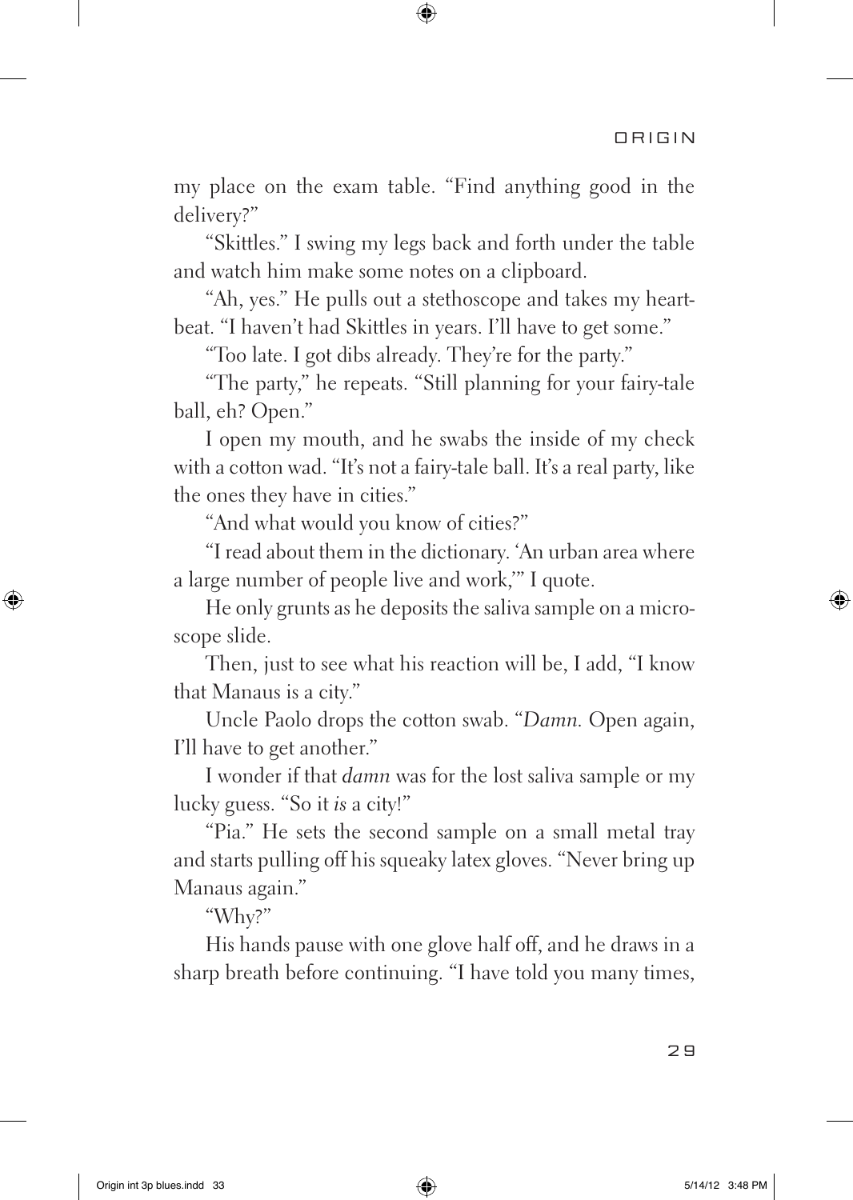my place on the exam table. "Find anything good in the delivery?"

"Skittles." I swing my legs back and forth under the table and watch him make some notes on a clipboard.

"Ah, yes." He pulls out a stethoscope and takes my heartbeat. "I haven't had Skittles in years. I'll have to get some."

"Too late. I got dibs already. They're for the party."

"The party," he repeats. "Still planning for your fairy-tale ball, eh? Open."

I open my mouth, and he swabs the inside of my check with a cotton wad. "It's not a fairy-tale ball. It's a real party, like the ones they have in cities."

"And what would you know of cities?"

"I read about them in the dictionary. 'An urban area where a large number of people live and work,'" I quote.

He only grunts as he deposits the saliva sample on a microscope slide.

Then, just to see what his reaction will be, I add, "I know that Manaus is a city."

Uncle Paolo drops the cotton swab. "*Damn.* Open again, I'll have to get another."

I wonder if that *damn* was for the lost saliva sample or my lucky guess. "So it *is* a city!"

"Pia." He sets the second sample on a small metal tray and starts pulling off his squeaky latex gloves. "Never bring up Manaus again."

"Why?"

His hands pause with one glove half off, and he draws in a sharp breath before continuing. "I have told you many times,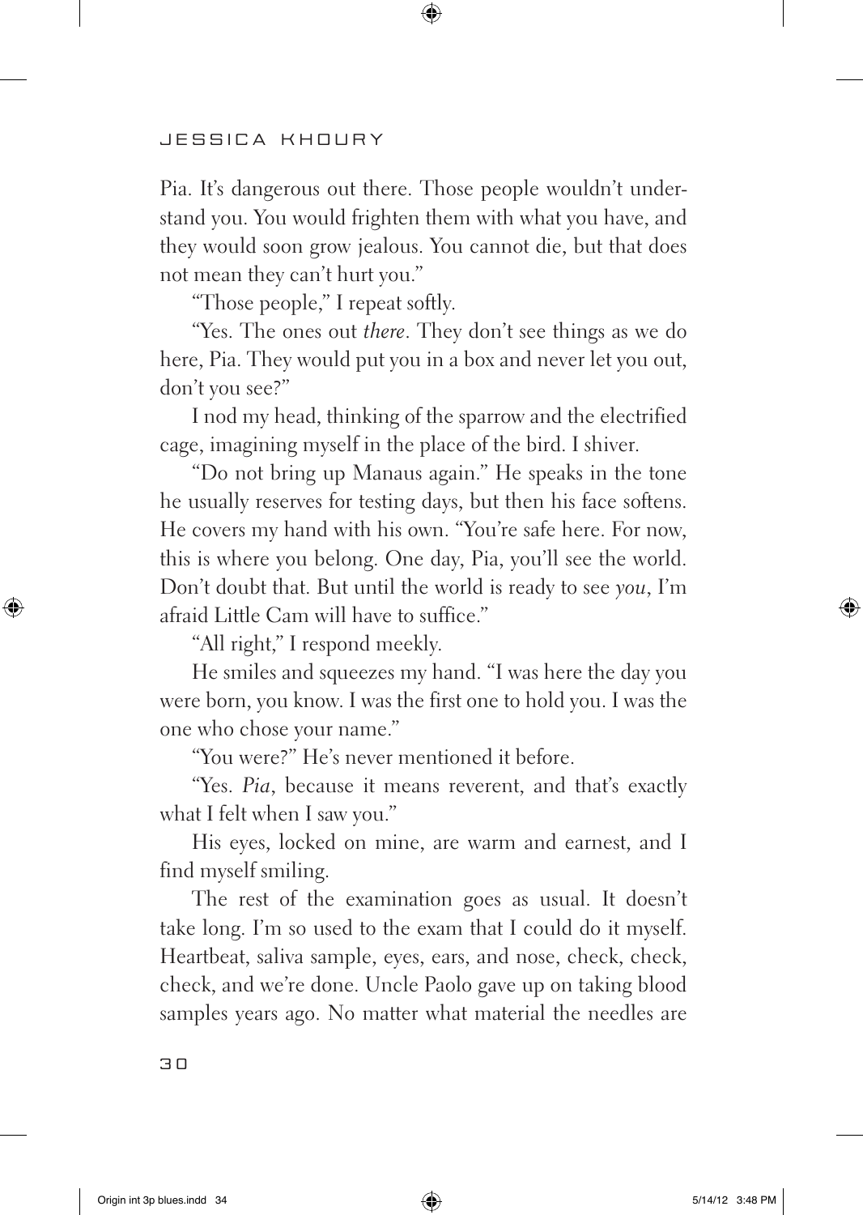Pia. It's dangerous out there. Those people wouldn't understand you. You would frighten them with what you have, and they would soon grow jealous. You cannot die, but that does not mean they can't hurt you."

"Those people," I repeat softly.

"Yes. The ones out *there*. They don't see things as we do here, Pia. They would put you in a box and never let you out, don't you see?"

I nod my head, thinking of the sparrow and the electrified cage, imagining myself in the place of the bird. I shiver.

"Do not bring up Manaus again." He speaks in the tone he usually reserves for testing days, but then his face softens. He covers my hand with his own. "You're safe here. For now, this is where you belong. One day, Pia, you'll see the world. Don't doubt that. But until the world is ready to see *you*, I'm afraid Little Cam will have to suffice."

"All right," I respond meekly.

He smiles and squeezes my hand. "I was here the day you were born, you know. I was the first one to hold you. I was the one who chose your name."

"You were?" He's never mentioned it before.

"Yes. *Pia*, because it means reverent, and that's exactly what I felt when I saw you."

His eyes, locked on mine, are warm and earnest, and I find myself smiling.

The rest of the examination goes as usual. It doesn't take long. I'm so used to the exam that I could do it myself. Heartbeat, saliva sample, eyes, ears, and nose, check, check, check, and we're done. Uncle Paolo gave up on taking blood samples years ago. No matter what material the needles are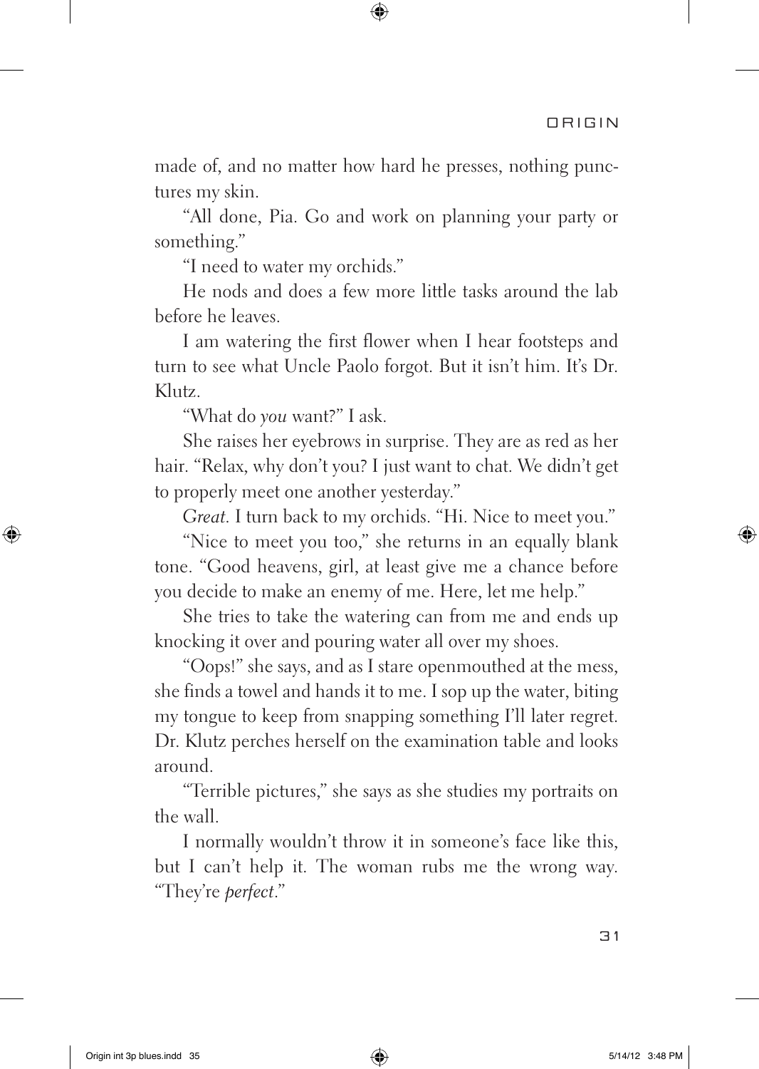made of, and no matter how hard he presses, nothing punctures my skin.

"All done, Pia. Go and work on planning your party or something."

"I need to water my orchids."

He nods and does a few more little tasks around the lab before he leaves.

I am watering the first flower when I hear footsteps and turn to see what Uncle Paolo forgot. But it isn't him. It's Dr. Klutz.

"What do *you* want?" I ask.

She raises her eyebrows in surprise. They are as red as her hair. "Relax, why don't you? I just want to chat. We didn't get to properly meet one another yesterday."

*Great.* I turn back to my orchids. "Hi. Nice to meet you."

"Nice to meet you too," she returns in an equally blank tone. "Good heavens, girl, at least give me a chance before you decide to make an enemy of me. Here, let me help."

She tries to take the watering can from me and ends up knocking it over and pouring water all over my shoes.

"Oops!" she says, and as I stare openmouthed at the mess, she finds a towel and hands it to me. I sop up the water, biting my tongue to keep from snapping something I'll later regret. Dr. Klutz perches herself on the examination table and looks around.

"Terrible pictures," she says as she studies my portraits on the wall.

I normally wouldn't throw it in someone's face like this, but I can't help it. The woman rubs me the wrong way. "They're *perfect*."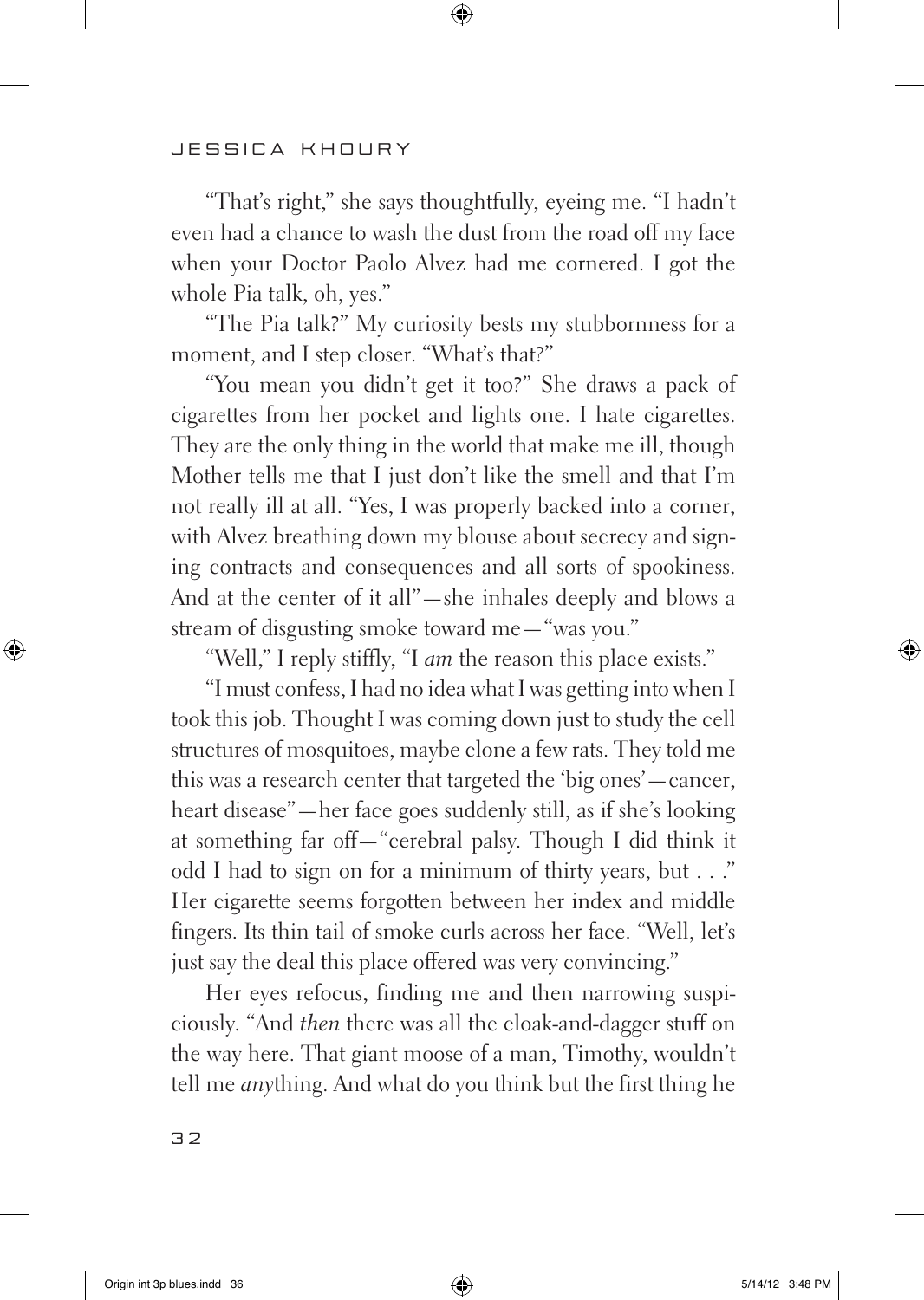"That's right," she says thoughtfully, eyeing me. "I hadn't even had a chance to wash the dust from the road off my face when your Doctor Paolo Alvez had me cornered. I got the whole Pia talk, oh, yes."

"The Pia talk?" My curiosity bests my stubbornness for a moment, and I step closer. "What's that?"

"You mean you didn't get it too?" She draws a pack of cigarettes from her pocket and lights one. I hate cigarettes. They are the only thing in the world that make me ill, though Mother tells me that I just don't like the smell and that I'm not really ill at all. "Yes, I was properly backed into a corner, with Alvez breathing down my blouse about secrecy and signing contracts and consequences and all sorts of spookiness. And at the center of it all"—she inhales deeply and blows a stream of disgusting smoke toward me—"was you."

"Well," I reply stiffly, "I *am* the reason this place exists."

"I must confess, I had no idea what I was getting into when I took this job. Thought I was coming down just to study the cell structures of mosquitoes, maybe clone a few rats. They told me this was a research center that targeted the 'big ones'—cancer, heart disease"—her face goes suddenly still, as if she's looking at something far off—"cerebral palsy. Though I did think it odd I had to sign on for a minimum of thirty years, but . . ." Her cigarette seems forgotten between her index and middle fingers. Its thin tail of smoke curls across her face. "Well, let's just say the deal this place offered was very convincing."

Her eyes refocus, finding me and then narrowing suspiciously. "And *then* there was all the cloak-and-dagger stuff on the way here. That giant moose of a man, Timothy, wouldn't tell me *any*thing. And what do you think but the first thing he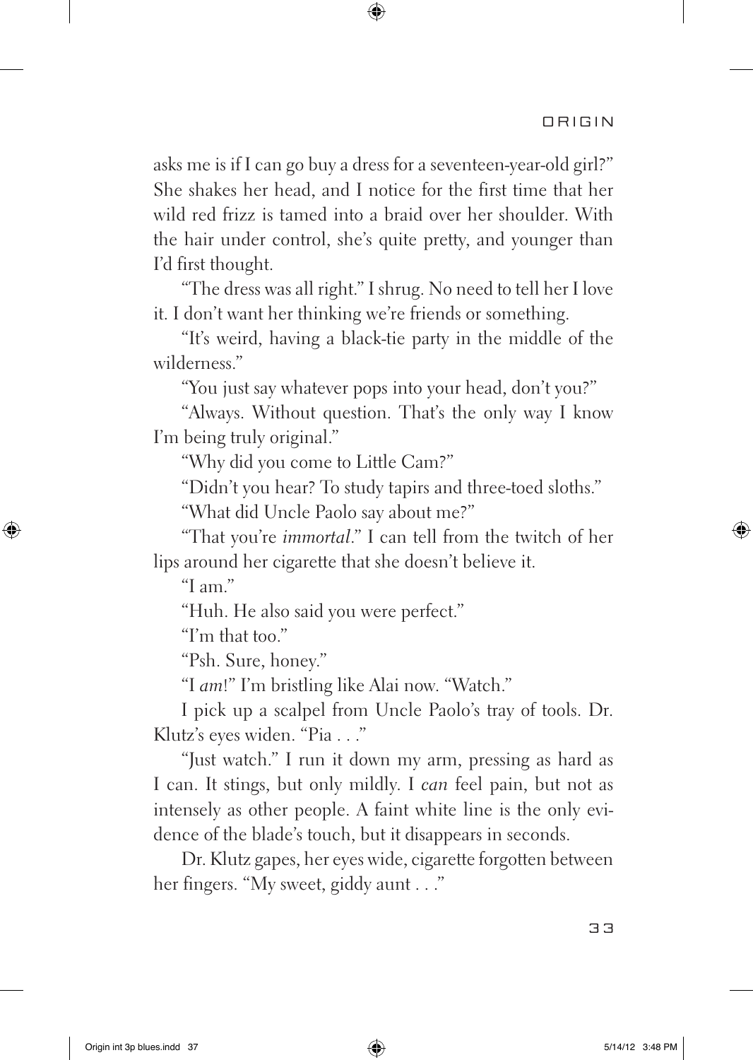asks me is if I can go buy a dress for a seventeen-year-old girl?" She shakes her head, and I notice for the first time that her wild red frizz is tamed into a braid over her shoulder. With the hair under control, she's quite pretty, and younger than I'd first thought.

"The dress was all right." I shrug. No need to tell her I love it. I don't want her thinking we're friends or something.

"It's weird, having a black-tie party in the middle of the wilderness."

"You just say whatever pops into your head, don't you?"

"Always. Without question. That's the only way I know I'm being truly original."

"Why did you come to Little Cam?"

"Didn't you hear? To study tapirs and three-toed sloths."

"What did Uncle Paolo say about me?"

"That you're *immortal*." I can tell from the twitch of her lips around her cigarette that she doesn't believe it.

"I am."

"Huh. He also said you were perfect."

"I'm that too."

"Psh. Sure, honey."

"I *am*!" I'm bristling like Alai now. "Watch."

I pick up a scalpel from Uncle Paolo's tray of tools. Dr. Klutz's eyes widen. "Pia . . ."

"Just watch." I run it down my arm, pressing as hard as I can. It stings, but only mildly. I *can* feel pain, but not as intensely as other people. A faint white line is the only evidence of the blade's touch, but it disappears in seconds.

Dr. Klutz gapes, her eyes wide, cigarette forgotten between her fingers. "My sweet, giddy aunt . . ."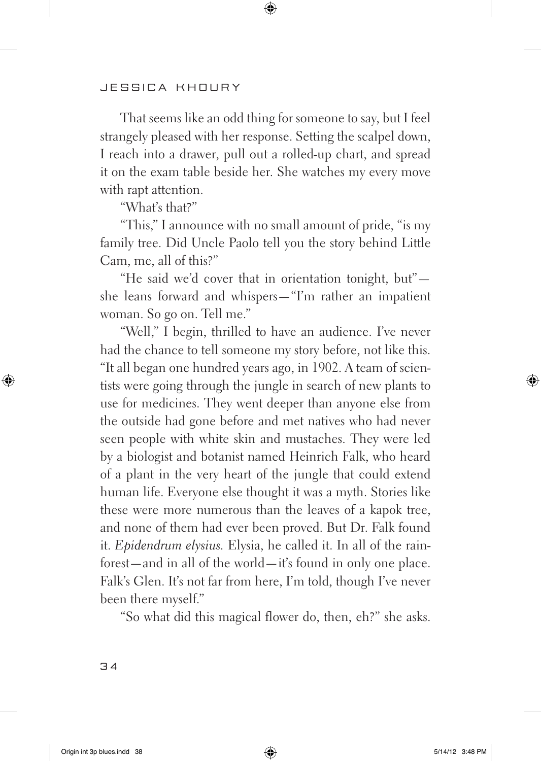That seems like an odd thing for someone to say, but I feel strangely pleased with her response. Setting the scalpel down, I reach into a drawer, pull out a rolled-up chart, and spread it on the exam table beside her. She watches my every move with rapt attention.

"What's that?"

"This," I announce with no small amount of pride, "is my family tree. Did Uncle Paolo tell you the story behind Little Cam, me, all of this?"

"He said we'd cover that in orientation tonight, but"—she leans forward and whispers—"I'm rather an impatient woman. So go on. Tell me."

"Well," I begin, thrilled to have an audience. I've never had the chance to tell someone my story before, not like this. "It all began one hundred years ago, in 1902. A team of scientists were going through the jungle in search of new plants to use for medicines. They went deeper than anyone else from the outside had gone before and met natives who had never seen people with white skin and mustaches. They were led by a biologist and botanist named Heinrich Falk, who heard of a plant in the very heart of the jungle that could extend human life. Everyone else thought it was a myth. Stories like these were more numerous than the leaves of a kapok tree, and none of them had ever been proved. But Dr. Falk found it. *Epidendrum elysius.* Elysia, he called it. In all of the rainforest—and in all of the world—it's found in only one place. Falk's Glen. It's not far from here, I'm told, though I've never been there myself."

"So what did this magical flower do, then, eh?" she asks.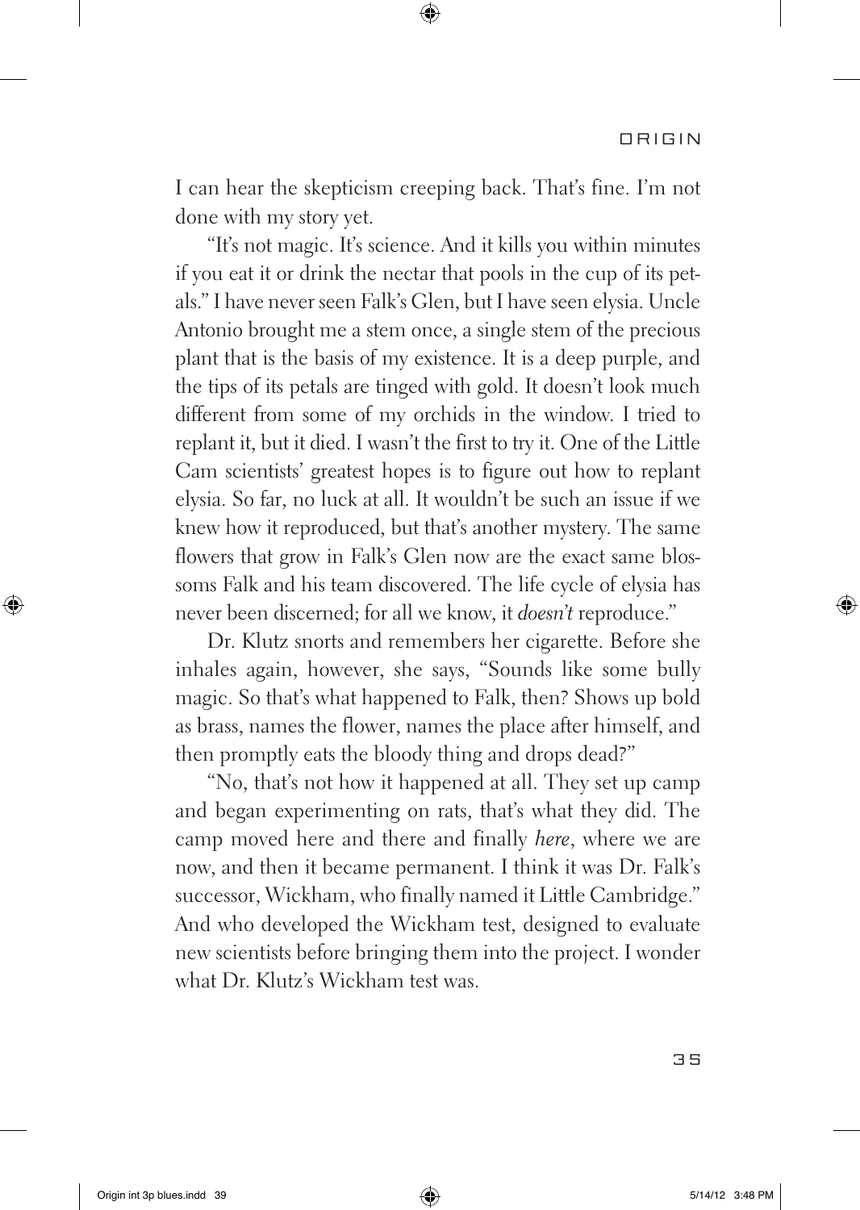I can hear the skepticism creeping back. That's fine. I'm not done with my story yet.

"It's not magic. It's science. And it kills you within minutes if you eat it or drink the nectar that pools in the cup of its petals." I have never seen Falk's Glen, but I have seen elysia. Uncle Antonio brought me a stem once, a single stem of the precious plant that is the basis of my existence. It is a deep purple, and the tips of its petals are tinged with gold. It doesn't look much different from some of my orchids in the window. I tried to replant it, but it died. I wasn't the first to try it. One of the Little Cam scientists' greatest hopes is to figure out how to replant elysia. So far, no luck at all. It wouldn't be such an issue if we knew how it reproduced, but that's another mystery. The same flowers that grow in Falk's Glen now are the exact same blossoms Falk and his team discovered. The life cycle of elysia has never been discerned; for all we know, it *doesn't* reproduce."

Dr. Klutz snorts and remembers her cigarette. Before she inhales again, however, she says, "Sounds like some bully magic. So that's what happened to Falk, then? Shows up bold as brass, names the flower, names the place after himself, and then promptly eats the bloody thing and drops dead?"

"No, that's not how it happened at all. They set up camp and began experimenting on rats, that's what they did. The camp moved here and there and finally *here*, where we are now, and then it became permanent. I think it was Dr. Falk's successor, Wickham, who finally named it Little Cambridge." And who developed the Wickham test, designed to evaluate new scientists before bringing them into the project. I wonder what Dr. Klutz's Wickham test was.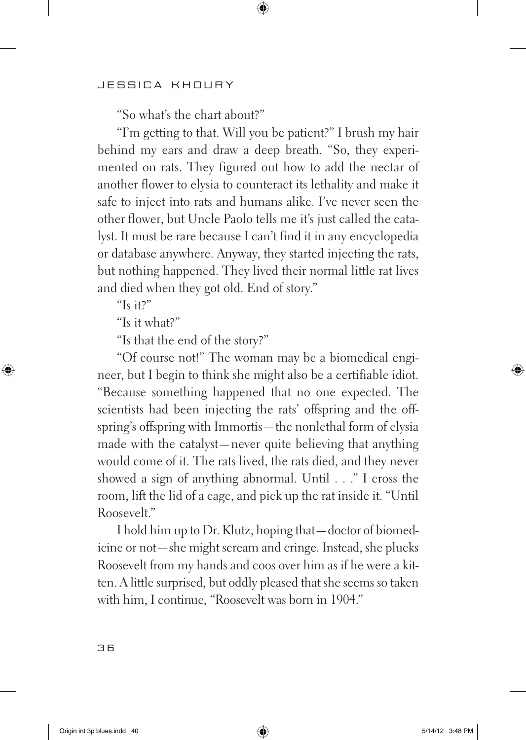"So what's the chart about?"

"I'm getting to that. Will you be patient?" I brush my hair behind my ears and draw a deep breath. "So, they experimented on rats. They figured out how to add the nectar of another flower to elysia to counteract its lethality and make it safe to inject into rats and humans alike. I've never seen the other flower, but Uncle Paolo tells me it's just called the catalyst. It must be rare because I can't find it in any encyclopedia or database anywhere. Anyway, they started injecting the rats, but nothing happened. They lived their normal little rat lives and died when they got old. End of story."

"Is it?"

"Is it what?"

"Is that the end of the story?"

"Of course not!" The woman may be a biomedical engineer, but I begin to think she might also be a certifiable idiot. "Because something happened that no one expected. The scientists had been injecting the rats' offspring and the offspring's offspring with Immortis—the nonlethal form of elysia made with the catalyst—never quite believing that anything would come of it. The rats lived, the rats died, and they never showed a sign of anything abnormal. Until . . ." I cross the room, lift the lid of a cage, and pick up the rat inside it. "Until Roosevelt."

I hold him up to Dr. Klutz, hoping that—doctor of biomedicine or not—she might scream and cringe. Instead, she plucks Roosevelt from my hands and coos over him as if he were a kitten. A little surprised, but oddly pleased that she seems so taken with him, I continue, "Roosevelt was born in 1904."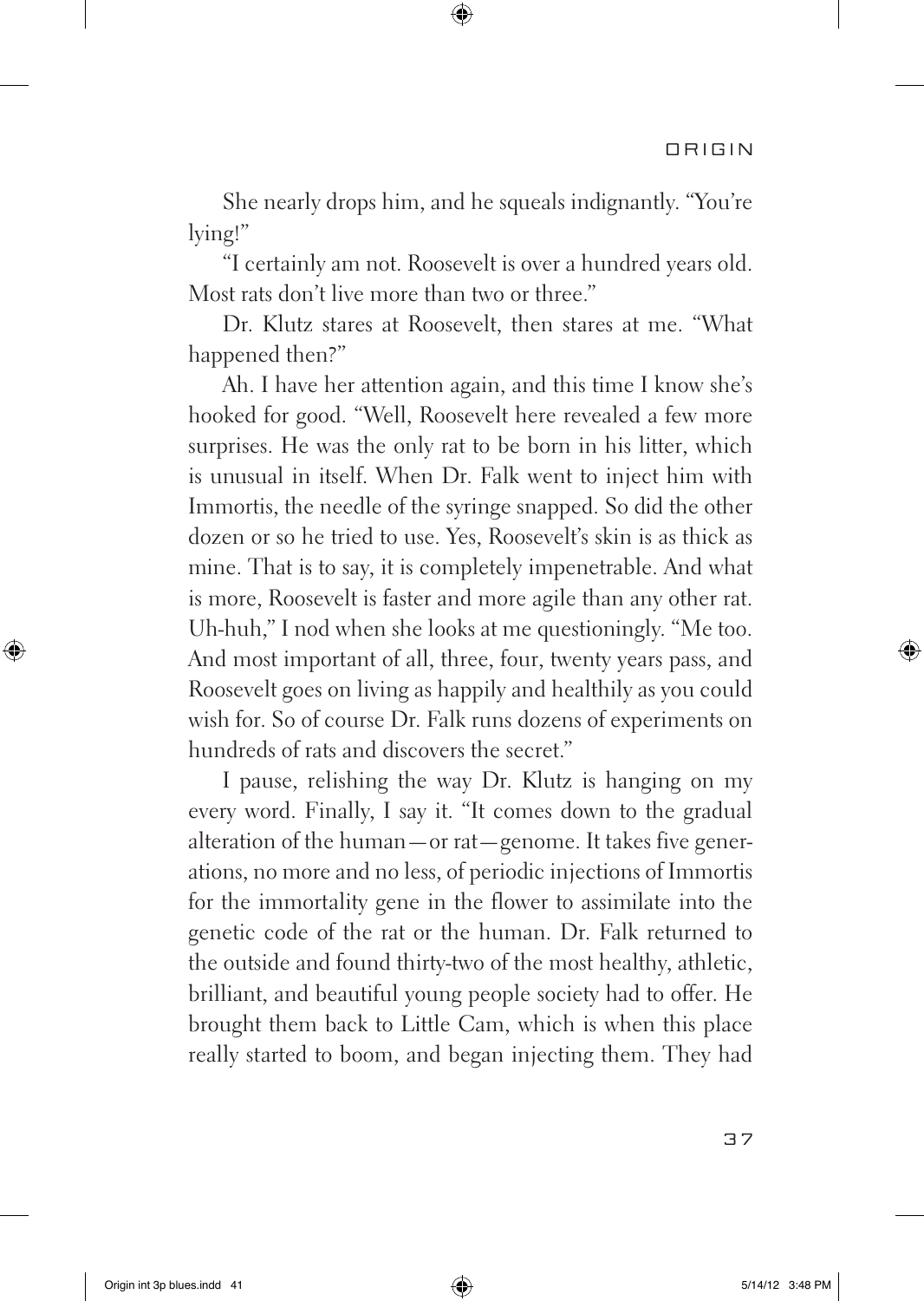She nearly drops him, and he squeals indignantly. "You're lying!"

"I certainly am not. Roosevelt is over a hundred years old. Most rats don't live more than two or three."

Dr. Klutz stares at Roosevelt, then stares at me. "What happened then?"

Ah. I have her attention again, and this time I know she's hooked for good. "Well, Roosevelt here revealed a few more surprises. He was the only rat to be born in his litter, which is unusual in itself. When Dr. Falk went to inject him with Immortis, the needle of the syringe snapped. So did the other dozen or so he tried to use. Yes, Roosevelt's skin is as thick as mine. That is to say, it is completely impenetrable. And what is more, Roosevelt is faster and more agile than any other rat. Uh-huh," I nod when she looks at me questioningly. "Me too. And most important of all, three, four, twenty years pass, and Roosevelt goes on living as happily and healthily as you could wish for. So of course Dr. Falk runs dozens of experiments on hundreds of rats and discovers the secret."

I pause, relishing the way Dr. Klutz is hanging on my every word. Finally, I say it. "It comes down to the gradual alteration of the human—or rat—genome. It takes five generations, no more and no less, of periodic injections of Immortis for the immortality gene in the flower to assimilate into the genetic code of the rat or the human. Dr. Falk returned to the outside and found thirty-two of the most healthy, athletic, brilliant, and beautiful young people society had to offer. He brought them back to Little Cam, which is when this place really started to boom, and began injecting them. They had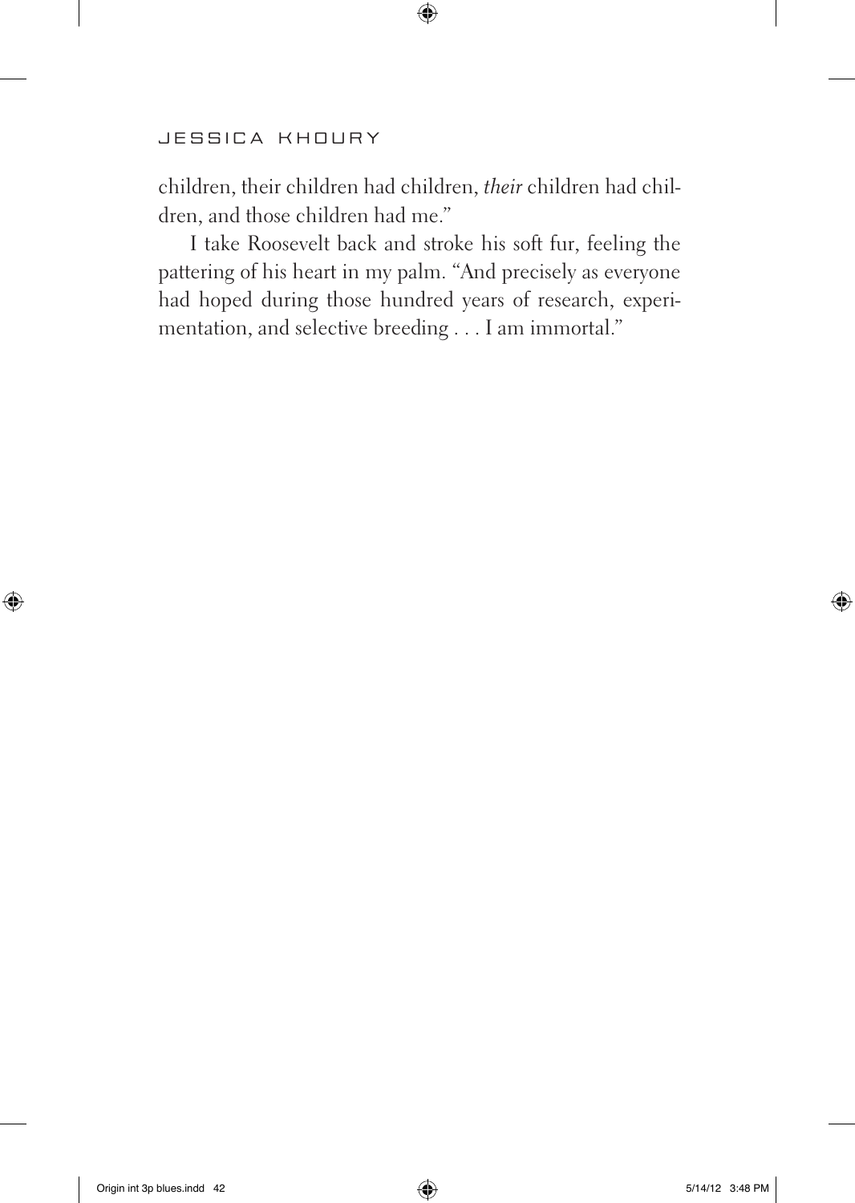children, their children had children, *their* children had children, and those children had me."

I take Roosevelt back and stroke his soft fur, feeling the pattering of his heart in my palm. "And precisely as everyone had hoped during those hundred years of research, experimentation, and selective breeding . . . I am immortal."